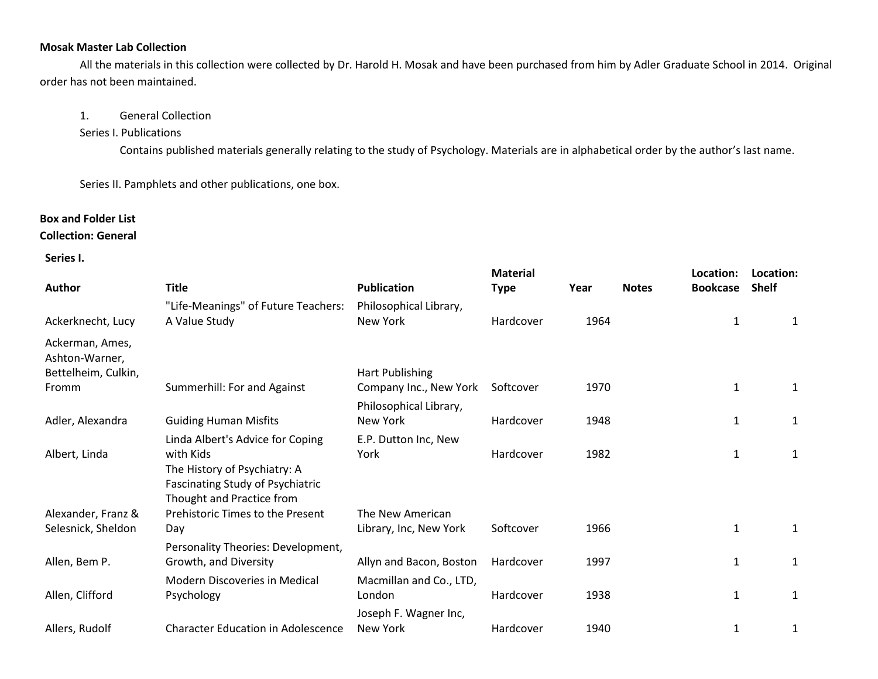**Mosak Master Lab Collection**

All the materials in this collection were collected by Dr. Harold H. Mosak and have been purchased from him by Adler Graduate School in 2014. Original order has not been maintained.

1. General Collection

Series I. Publications

Contains published materials generally relating to the study of Psychology. Materials are in alphabetical order by the author's last name.

Series II. Pamphlets and other publications, one box.

**Box and Folder List**

**Collection: General**

**Series I.**

| Author | Title | Publication | Material Type | Year | Notes | Location: Bookcase | Location: Shelf |
|---|---|---|---|---|---|---|---|
| Ackerknecht, Lucy | "Life-Meanings" of Future Teachers: A Value Study | Philosophical Library, New York | Hardcover | 1964 | | 1 | 1 |
| Ackerman, Ames, Ashton-Warner, Bettelheim, Culkin, Fromm | Summerhill: For and Against | Hart Publishing Company Inc., New York | Softcover | 1970 | | 1 | 1 |
| Adler, Alexandra | Guiding Human Misfits | Philosophical Library, New York | Hardcover | 1948 | | 1 | 1 |
| Albert, Linda | Linda Albert's Advice for Coping with Kids | E.P. Dutton Inc, New York | Hardcover | 1982 | | 1 | 1 |
| Alexander, Franz & Selesnick, Sheldon | The History of Psychiatry: A Fascinating Study of Psychiatric Thought and Practice from Prehistoric Times to the Present Day | The New American Library, Inc, New York | Softcover | 1966 | | 1 | 1 |
| Allen, Bem P. | Personality Theories: Development, Growth, and Diversity | Allyn and Bacon, Boston | Hardcover | 1997 | | 1 | 1 |
| Allen, Clifford | Modern Discoveries in Medical Psychology | Macmillan and Co., LTD, London | Hardcover | 1938 | | 1 | 1 |
| Allers, Rudolf | Character Education in Adolescence | Joseph F. Wagner Inc, New York | Hardcover | 1940 | | 1 | 1 |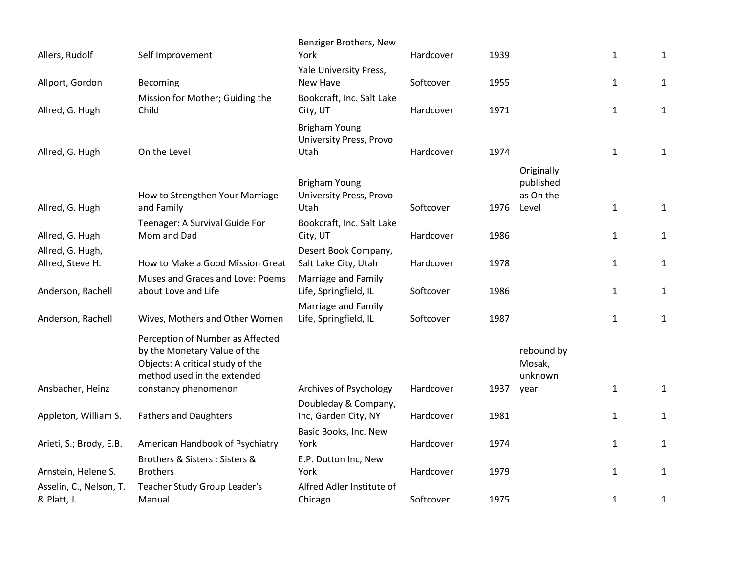| | | | | | | | |
|---|---|---|---|---|---|---|---|
| Allers, Rudolf | Self Improvement | Benziger Brothers, New York | Hardcover | 1939 | | 1 | 1 |
| Allport, Gordon | Becoming | Yale University Press, New Have | Softcover | 1955 | | 1 | 1 |
| Allred, G. Hugh | Mission for Mother; Guiding the Child | Bookcraft, Inc. Salt Lake City, UT | Hardcover | 1971 | | 1 | 1 |
| Allred, G. Hugh | On the Level | Brigham Young University Press, Provo Utah | Hardcover | 1974 | | 1 | 1 |
| Allred, G. Hugh | How to Strengthen Your Marriage and Family | Brigham Young University Press, Provo Utah | Softcover | 1976 | Originally published as On the Level | 1 | 1 |
| Allred, G. Hugh | Teenager: A Survival Guide For Mom and Dad | Bookcraft, Inc. Salt Lake City, UT | Hardcover | 1986 | | 1 | 1 |
| Allred, G. Hugh, Allred, Steve H. | How to Make a Good Mission Great | Desert Book Company, Salt Lake City, Utah | Hardcover | 1978 | | 1 | 1 |
| Anderson, Rachell | Muses and Graces and Love: Poems about Love and Life | Marriage and Family Life, Springfield, IL | Softcover | 1986 | | 1 | 1 |
| Anderson, Rachell | Wives, Mothers and Other Women | Marriage and Family Life, Springfield, IL | Softcover | 1987 | | 1 | 1 |
| Ansbacher, Heinz | Perception of Number as Affected by the Monetary Value of the Objects: A critical study of the method used in the extended constancy phenomenon | Archives of Psychology | Hardcover | 1937 | rebound by Mosak, unknown year | 1 | 1 |
| Appleton, William S. | Fathers and Daughters | Doubleday & Company, Inc, Garden City, NY | Hardcover | 1981 | | 1 | 1 |
| Arieti, S.; Brody, E.B. | American Handbook of Psychiatry | Basic Books, Inc. New York | Hardcover | 1974 | | 1 | 1 |
| Arnstein, Helene S. | Brothers & Sisters : Sisters & Brothers | E.P. Dutton Inc, New York | Hardcover | 1979 | | 1 | 1 |
| Asselin, C., Nelson, T. & Platt, J. | Teacher Study Group Leader's Manual | Alfred Adler Institute of Chicago | Softcover | 1975 | | 1 | 1 |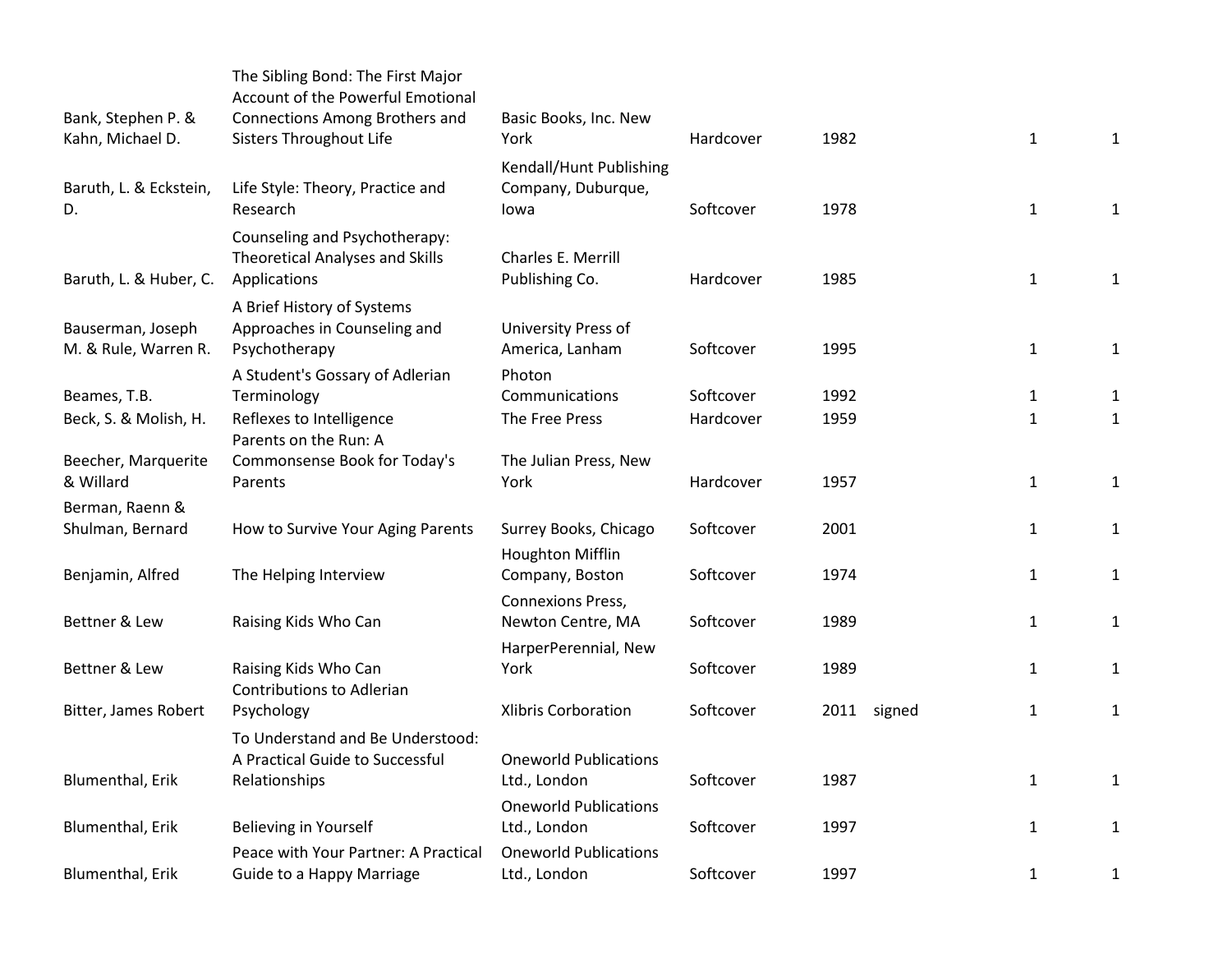| | | | | | | | |
|---|---|---|---|---|---|---|---|
| Bank, Stephen P. & Kahn, Michael D. | The Sibling Bond: The First Major Account of the Powerful Emotional Connections Among Brothers and Sisters Throughout Life | Basic Books, Inc. New York | Hardcover | 1982 | | 1 | 1 |
| Baruth, L. & Eckstein, D. | Life Style: Theory, Practice and Research | Kendall/Hunt Publishing Company, Duburque, Iowa | Softcover | 1978 | | 1 | 1 |
| Baruth, L. & Huber, C. | Counseling and Psychotherapy: Theoretical Analyses and Skills Applications | Charles E. Merrill Publishing Co. | Hardcover | 1985 | | 1 | 1 |
| Bauserman, Joseph M. & Rule, Warren R. | A Brief History of Systems Approaches in Counseling and Psychotherapy | University Press of America, Lanham | Softcover | 1995 | | 1 | 1 |
| Beames, T.B. | A Student's Gossary of Adlerian Terminology | Photon Communications | Softcover | 1992 | | 1 | 1 |
| Beck, S. & Molish, H. | Reflexes to Intelligence | The Free Press | Hardcover | 1959 | | 1 | 1 |
| Beecher, Marquerite & Willard | Parents on the Run: A Commonsense Book for Today's Parents | The Julian Press, New York | Hardcover | 1957 | | 1 | 1 |
| Berman, Raenn & Shulman, Bernard | How to Survive Your Aging Parents | Surrey Books, Chicago | Softcover | 2001 | | 1 | 1 |
| Benjamin, Alfred | The Helping Interview | Houghton Mifflin Company, Boston | Softcover | 1974 | | 1 | 1 |
| Bettner & Lew | Raising Kids Who Can | Connexions Press, Newton Centre, MA | Softcover | 1989 | | 1 | 1 |
| Bettner & Lew | Raising Kids Who Can | HarperPerennial, New York | Softcover | 1989 | | 1 | 1 |
| Bitter, James Robert | Contributions to Adlerian Psychology | Xlibris Corboration | Softcover | 2011 | signed | 1 | 1 |
| Blumenthal, Erik | To Understand and Be Understood: A Practical Guide to Successful Relationships | Oneworld Publications Ltd., London | Softcover | 1987 | | 1 | 1 |
| Blumenthal, Erik | Believing in Yourself | Oneworld Publications Ltd., London | Softcover | 1997 | | 1 | 1 |
| Blumenthal, Erik | Peace with Your Partner: A Practical Guide to a Happy Marriage | Oneworld Publications Ltd., London | Softcover | 1997 | | 1 | 1 |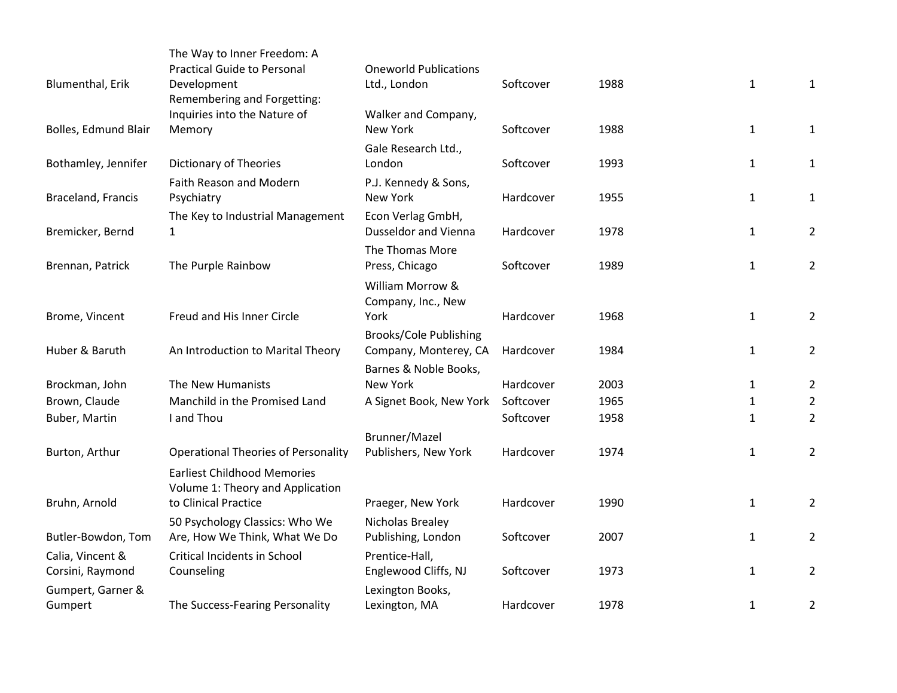| | | | | | | |
|---|---|---|---|---|---|---|
| Blumenthal, Erik | The Way to Inner Freedom: A Practical Guide to Personal Development | Oneworld Publications Ltd., London | Softcover | 1988 | 1 | 1 |
| Bolles, Edmund Blair | Remembering and Forgetting: Inquiries into the Nature of Memory | Walker and Company, New York | Softcover | 1988 | 1 | 1 |
| Bothamley, Jennifer | Dictionary of Theories | Gale Research Ltd., London | Softcover | 1993 | 1 | 1 |
| Braceland, Francis | Faith Reason and Modern Psychiatry | P.J. Kennedy & Sons, New York | Hardcover | 1955 | 1 | 1 |
| Bremicker, Bernd | The Key to Industrial Management 1 | Econ Verlag GmbH, Dusseldor and Vienna | Hardcover | 1978 | 1 | 2 |
| Brennan, Patrick | The Purple Rainbow | The Thomas More Press, Chicago | Softcover | 1989 | 1 | 2 |
| Brome, Vincent | Freud and His Inner Circle | William Morrow & Company, Inc., New York | Hardcover | 1968 | 1 | 2 |
| Huber & Baruth | An Introduction to Marital Theory | Brooks/Cole Publishing Company, Monterey, CA | Hardcover | 1984 | 1 | 2 |
| Brockman, John | The New Humanists | Barnes & Noble Books, New York | Hardcover | 2003 | 1 | 2 |
| Brown, Claude | Manchild in the Promised Land | A Signet Book, New York | Softcover | 1965 | 1 | 2 |
| Buber, Martin | I and Thou | | Softcover | 1958 | 1 | 2 |
| Burton, Arthur | Operational Theories of Personality | Brunner/Mazel Publishers, New York | Hardcover | 1974 | 1 | 2 |
| Bruhn, Arnold | Earliest Childhood Memories Volume 1: Theory and Application to Clinical Practice | Praeger, New York | Hardcover | 1990 | 1 | 2 |
| Butler-Bowdon, Tom | 50 Psychology Classics: Who We Are, How We Think, What We Do | Nicholas Brealey Publishing, London | Softcover | 2007 | 1 | 2 |
| Calia, Vincent & Corsini, Raymond | Critical Incidents in School Counseling | Prentice-Hall, Englewood Cliffs, NJ | Softcover | 1973 | 1 | 2 |
| Gumpert, Garner & Gumpert | The Success-Fearing Personality | Lexington Books, Lexington, MA | Hardcover | 1978 | 1 | 2 |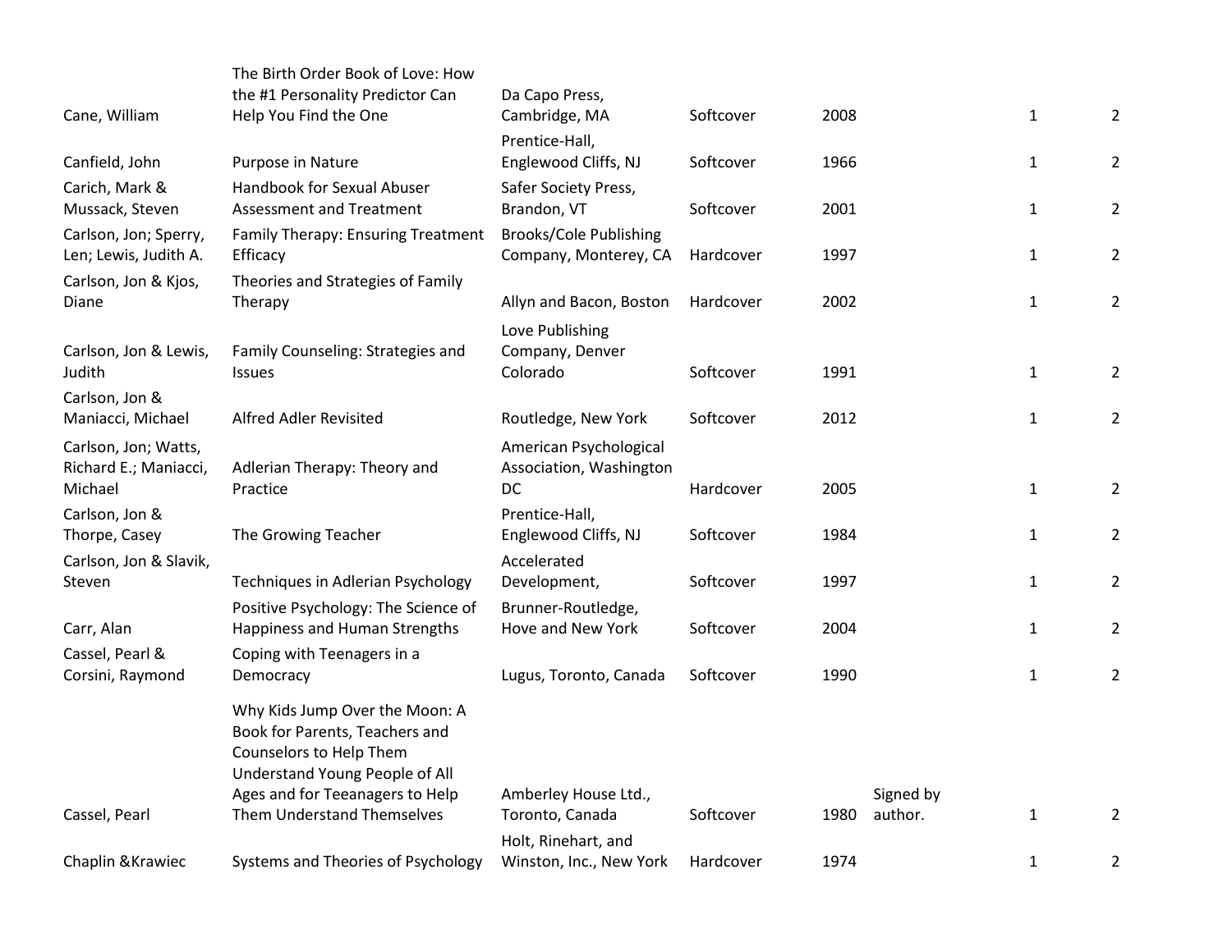| | | | | | | | |
|---|---|---|---|---|---|---|---|
| Cane, William | The Birth Order Book of Love: How the #1 Personality Predictor Can Help You Find the One | Da Capo Press, Cambridge, MA | Softcover | 2008 | | 1 | 2 |
| Canfield, John | Purpose in Nature | Prentice-Hall, Englewood Cliffs, NJ | Softcover | 1966 | | 1 | 2 |
| Carich, Mark & Mussack, Steven | Handbook for Sexual Abuser Assessment and Treatment | Safer Society Press, Brandon, VT | Softcover | 2001 | | 1 | 2 |
| Carlson, Jon; Sperry, Len; Lewis, Judith A. | Family Therapy: Ensuring Treatment Efficacy | Brooks/Cole Publishing Company, Monterey, CA | Hardcover | 1997 | | 1 | 2 |
| Carlson, Jon & Kjos, Diane | Theories and Strategies of Family Therapy | Allyn and Bacon, Boston | Hardcover | 2002 | | 1 | 2 |
| Carlson, Jon & Lewis, Judith | Family Counseling: Strategies and Issues | Love Publishing Company, Denver Colorado | Softcover | 1991 | | 1 | 2 |
| Carlson, Jon & Maniacci, Michael | Alfred Adler Revisited | Routledge, New York | Softcover | 2012 | | 1 | 2 |
| Carlson, Jon; Watts, Richard E.; Maniacci, Michael | Adlerian Therapy: Theory and Practice | American Psychological Association, Washington DC | Hardcover | 2005 | | 1 | 2 |
| Carlson, Jon & Thorpe, Casey | The Growing Teacher | Prentice-Hall, Englewood Cliffs, NJ | Softcover | 1984 | | 1 | 2 |
| Carlson, Jon & Slavik, Steven | Techniques in Adlerian Psychology | Accelerated Development, | Softcover | 1997 | | 1 | 2 |
| Carr, Alan | Positive Psychology: The Science of Happiness and Human Strengths | Brunner-Routledge, Hove and New York | Softcover | 2004 | | 1 | 2 |
| Cassel, Pearl & Corsini, Raymond | Coping with Teenagers in a Democracy | Lugus, Toronto, Canada | Softcover | 1990 | | 1 | 2 |
| Cassel, Pearl | Why Kids Jump Over the Moon: A Book for Parents, Teachers and Counselors to Help Them Understand Young People of All Ages and for Teeanagers to Help Them Understand Themselves | Amberley House Ltd., Toronto, Canada | Softcover | 1980 | Signed by author. | 1 | 2 |
| Chaplin &Krawiec | Systems and Theories of Psychology | Holt, Rinehart, and Winston, Inc., New York | Hardcover | 1974 | | 1 | 2 |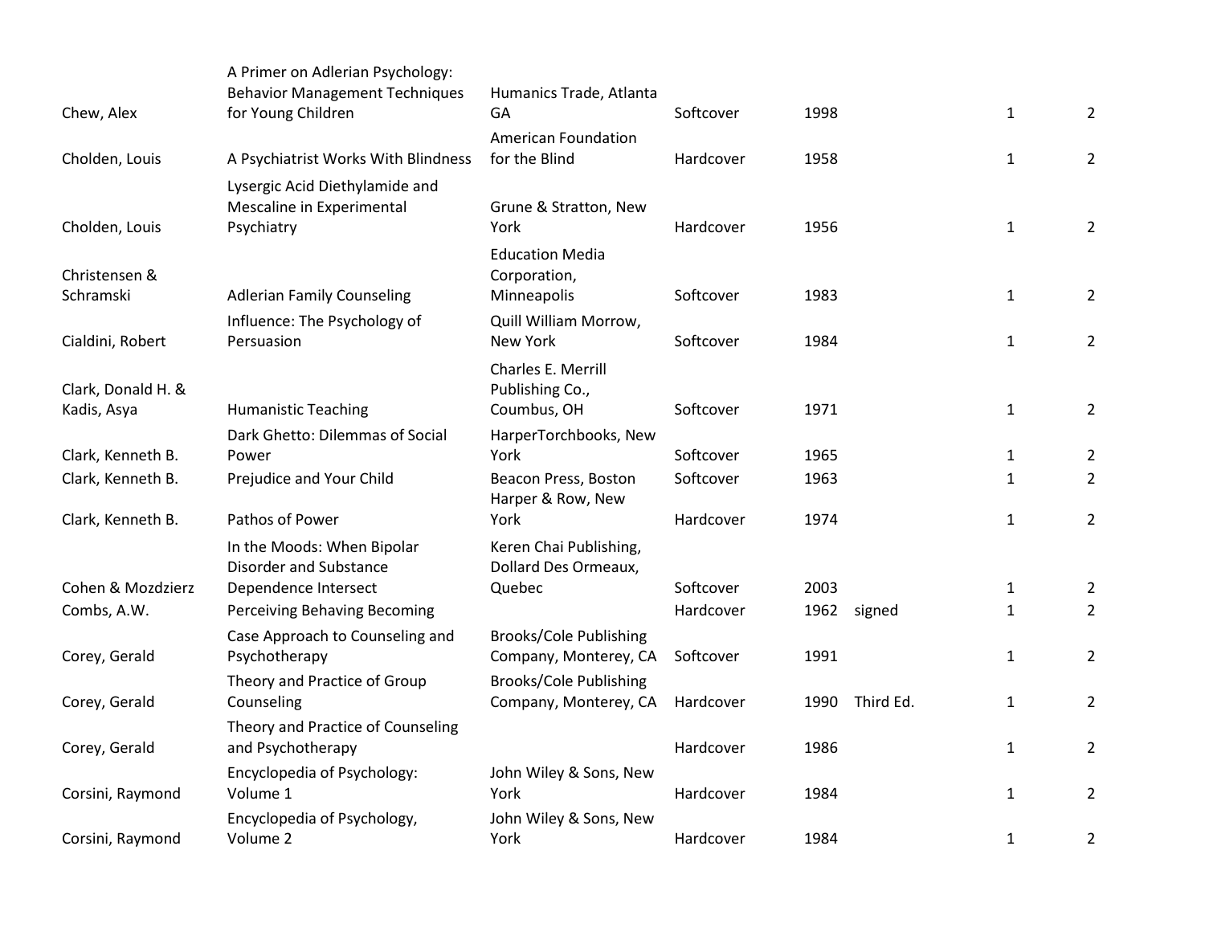| | | | | | | | |
|---|---|---|---|---|---|---|---|
| Chew, Alex | A Primer on Adlerian Psychology: Behavior Management Techniques for Young Children | Humanics Trade, Atlanta GA | Softcover | 1998 | | 1 | 2 |
| Cholden, Louis | A Psychiatrist Works With Blindness | American Foundation for the Blind | Hardcover | 1958 | | 1 | 2 |
| Cholden, Louis | Lysergic Acid Diethylamide and Mescaline in Experimental Psychiatry | Grune & Stratton, New York | Hardcover | 1956 | | 1 | 2 |
| Christensen & Schramski | Adlerian Family Counseling | Education Media Corporation, Minneapolis | Softcover | 1983 | | 1 | 2 |
| Cialdini, Robert | Influence: The Psychology of Persuasion | Quill William Morrow, New York | Softcover | 1984 | | 1 | 2 |
| Clark, Donald H. & Kadis, Asya | Humanistic Teaching | Charles E. Merrill Publishing Co., Coumbus, OH | Softcover | 1971 | | 1 | 2 |
| Clark, Kenneth B. | Dark Ghetto: Dilemmas of Social Power | HarperTorchbooks, New York | Softcover | 1965 | | 1 | 2 |
| Clark, Kenneth B. | Prejudice and Your Child | Beacon Press, Boston | Softcover | 1963 | | 1 | 2 |
| Clark, Kenneth B. | Pathos of Power | Harper & Row, New York | Hardcover | 1974 | | 1 | 2 |
| Cohen & Mozdzierz | In the Moods: When Bipolar Disorder and Substance Dependence Intersect | Keren Chai Publishing, Dollard Des Ormeaux, Quebec | Softcover | 2003 | | 1 | 2 |
| Combs, A.W. | Perceiving Behaving Becoming | | Hardcover | 1962 | signed | 1 | 2 |
| Corey, Gerald | Case Approach to Counseling and Psychotherapy | Brooks/Cole Publishing Company, Monterey, CA | Softcover | 1991 | | 1 | 2 |
| Corey, Gerald | Theory and Practice of Group Counseling | Brooks/Cole Publishing Company, Monterey, CA | Hardcover | 1990 | Third Ed. | 1 | 2 |
| Corey, Gerald | Theory and Practice of Counseling and Psychotherapy | | Hardcover | 1986 | | 1 | 2 |
| Corsini, Raymond | Encyclopedia of Psychology: Volume 1 | John Wiley & Sons, New York | Hardcover | 1984 | | 1 | 2 |
| Corsini, Raymond | Encyclopedia of Psychology, Volume 2 | John Wiley & Sons, New York | Hardcover | 1984 | | 1 | 2 |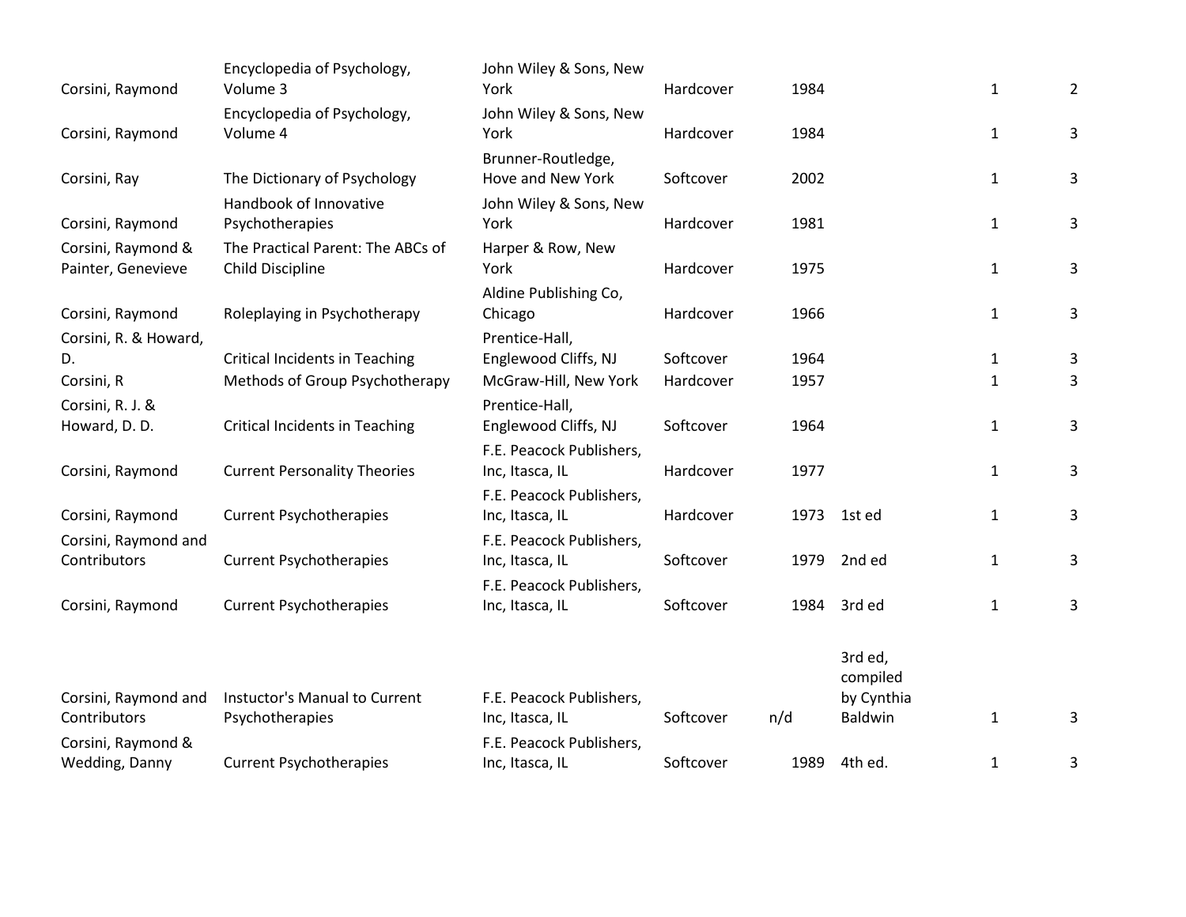| | | | | | | | |
|---|---|---|---|---|---|---|---|
| Corsini, Raymond | Encyclopedia of Psychology, Volume 3 | John Wiley & Sons, New York | Hardcover | 1984 | | 1 | 2 |
| Corsini, Raymond | Encyclopedia of Psychology, Volume 4 | John Wiley & Sons, New York | Hardcover | 1984 | | 1 | 3 |
| Corsini, Ray | The Dictionary of Psychology | Brunner-Routledge, Hove and New York | Softcover | 2002 | | 1 | 3 |
| Corsini, Raymond | Handbook of Innovative Psychotherapies | John Wiley & Sons, New York | Hardcover | 1981 | | 1 | 3 |
| Corsini, Raymond & Painter, Genevieve | The Practical Parent: The ABCs of Child Discipline | Harper & Row, New York | Hardcover | 1975 | | 1 | 3 |
| Corsini, Raymond | Roleplaying in Psychotherapy | Aldine Publishing Co, Chicago | Hardcover | 1966 | | 1 | 3 |
| Corsini, R. & Howard, D. | Critical Incidents in Teaching | Prentice-Hall, Englewood Cliffs, NJ | Softcover | 1964 | | 1 | 3 |
| Corsini, R | Methods of Group Psychotherapy | McGraw-Hill, New York | Hardcover | 1957 | | 1 | 3 |
| Corsini, R. J. & Howard, D. D. | Critical Incidents in Teaching | Prentice-Hall, Englewood Cliffs, NJ | Softcover | 1964 | | 1 | 3 |
| Corsini, Raymond | Current Personality Theories | F.E. Peacock Publishers, Inc, Itasca, IL | Hardcover | 1977 | | 1 | 3 |
| Corsini, Raymond | Current Psychotherapies | F.E. Peacock Publishers, Inc, Itasca, IL | Hardcover | 1973 | 1st ed | 1 | 3 |
| Corsini, Raymond and Contributors | Current Psychotherapies | F.E. Peacock Publishers, Inc, Itasca, IL | Softcover | 1979 | 2nd ed | 1 | 3 |
| Corsini, Raymond | Current Psychotherapies | F.E. Peacock Publishers, Inc, Itasca, IL | Softcover | 1984 | 3rd ed | 1 | 3 |
| Corsini, Raymond and Contributors | Instuctor's Manual to Current Psychotherapies | F.E. Peacock Publishers, Inc, Itasca, IL | Softcover | n/d | 3rd ed, compiled by Cynthia Baldwin | 1 | 3 |
| Corsini, Raymond & Wedding, Danny | Current Psychotherapies | F.E. Peacock Publishers, Inc, Itasca, IL | Softcover | 1989 | 4th ed. | 1 | 3 |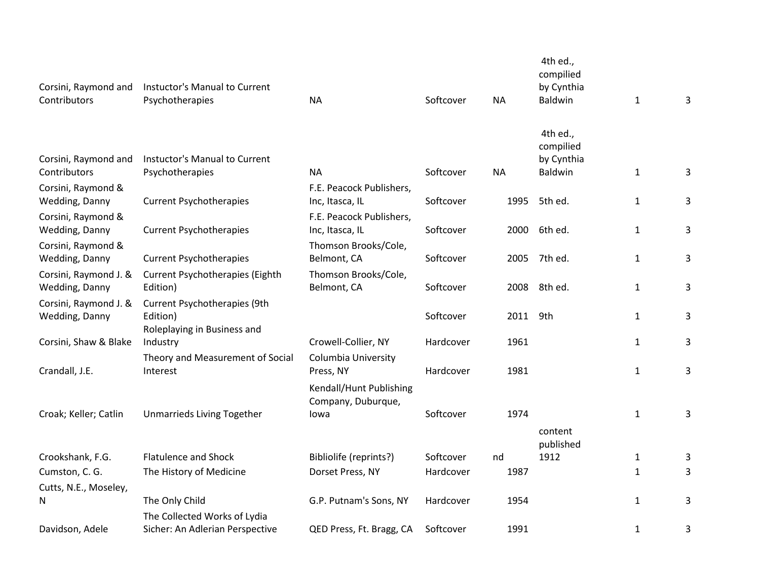| | | | | | | | |
|---|---|---|---|---|---|---|---|
| Corsini, Raymond and Contributors | Instuctor's Manual to Current Psychotherapies | NA | Softcover | NA | 4th ed., compilied by Cynthia Baldwin | 1 | 3 |
| Corsini, Raymond and Contributors | Instuctor's Manual to Current Psychotherapies | NA | Softcover | NA | 4th ed., compilied by Cynthia Baldwin | 1 | 3 |
| Corsini, Raymond & Wedding, Danny | Current Psychotherapies | F.E. Peacock Publishers, Inc, Itasca, IL | Softcover | 1995 | 5th ed. | 1 | 3 |
| Corsini, Raymond & Wedding, Danny | Current Psychotherapies | F.E. Peacock Publishers, Inc, Itasca, IL | Softcover | 2000 | 6th ed. | 1 | 3 |
| Corsini, Raymond & Wedding, Danny | Current Psychotherapies | Thomson Brooks/Cole, Belmont, CA | Softcover | 2005 | 7th ed. | 1 | 3 |
| Corsini, Raymond J. & Wedding, Danny | Current Psychotherapies (Eighth Edition) | Thomson Brooks/Cole, Belmont, CA | Softcover | 2008 | 8th ed. | 1 | 3 |
| Corsini, Raymond J. & Wedding, Danny | Current Psychotherapies (9th Edition) | | Softcover | 2011 | 9th | 1 | 3 |
| Corsini, Shaw & Blake | Roleplaying in Business and Industry | Crowell-Collier, NY | Hardcover | 1961 | | 1 | 3 |
| Crandall, J.E. | Theory and Measurement of Social Interest | Columbia University Press, NY | Hardcover | 1981 | | 1 | 3 |
| Croak; Keller; Catlin | Unmarrieds Living Together | Kendall/Hunt Publishing Company, Duburque, Iowa | Softcover | 1974 | | 1 | 3 |
| Crookshank, F.G. | Flatulence and Shock | Bibliolife (reprints?) | Softcover | nd | content published 1912 | 1 | 3 |
| Cumston, C. G. | The History of Medicine | Dorset Press, NY | Hardcover | 1987 | | 1 | 3 |
| Cutts, N.E., Moseley, N | The Only Child | G.P. Putnam's Sons, NY | Hardcover | 1954 | | 1 | 3 |
| Davidson, Adele | The Collected Works of Lydia Sicher: An Adlerian Perspective | QED Press, Ft. Bragg, CA | Softcover | 1991 | | 1 | 3 |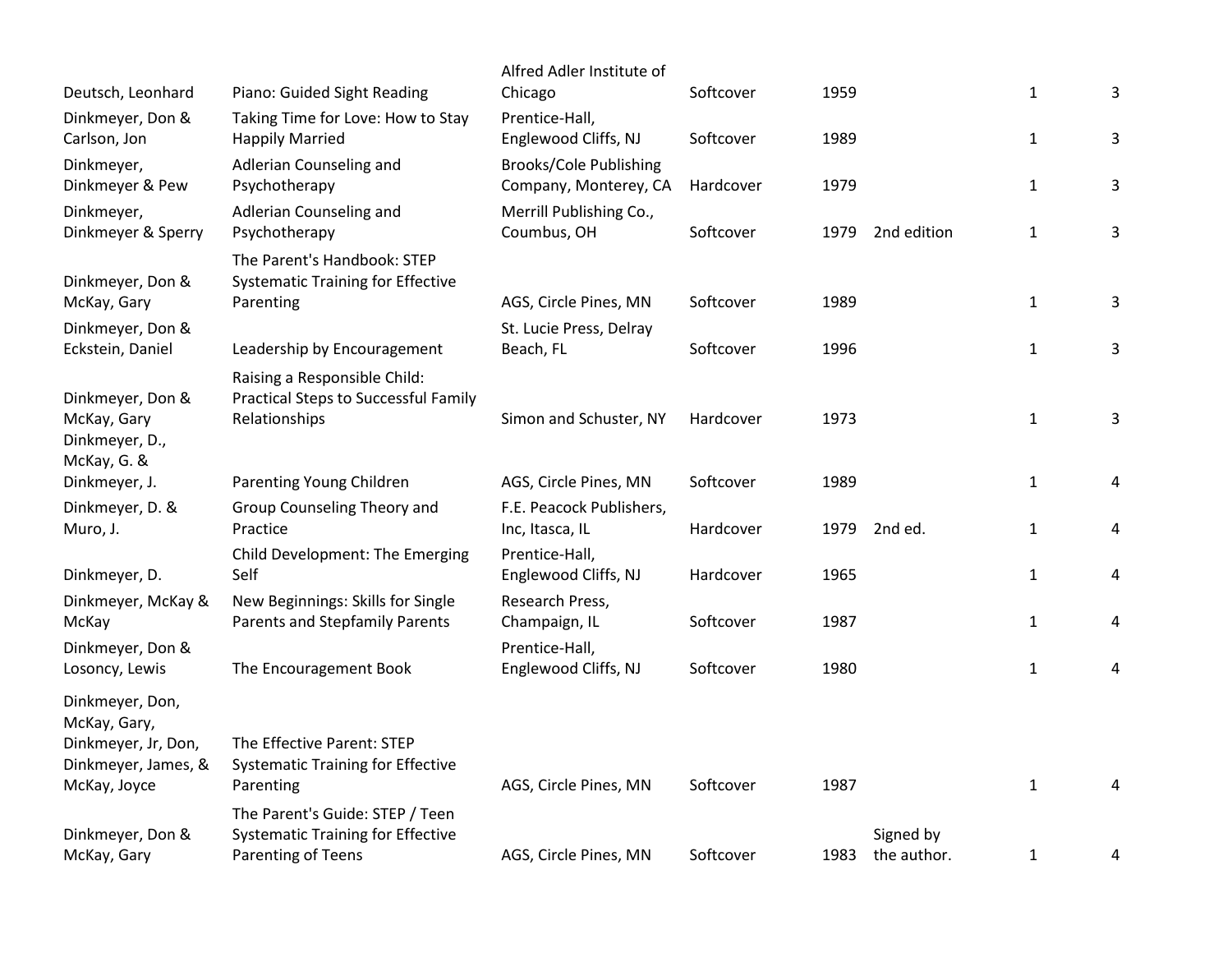| | | | | | | | |
|---|---|---|---|---|---|---|---|
| Deutsch, Leonhard | Piano: Guided Sight Reading | Alfred Adler Institute of Chicago | Softcover | 1959 | | 1 | 3 |
| Dinkmeyer, Don & Carlson, Jon | Taking Time for Love: How to Stay Happily Married | Prentice-Hall, Englewood Cliffs, NJ | Softcover | 1989 | | 1 | 3 |
| Dinkmeyer, Dinkmeyer & Pew | Adlerian Counseling and Psychotherapy | Brooks/Cole Publishing Company, Monterey, CA | Hardcover | 1979 | | 1 | 3 |
| Dinkmeyer, Dinkmeyer & Sperry | Adlerian Counseling and Psychotherapy | Merrill Publishing Co., Coumbus, OH | Softcover | 1979 | 2nd edition | 1 | 3 |
| Dinkmeyer, Don & McKay, Gary | The Parent's Handbook: STEP Systematic Training for Effective Parenting | AGS, Circle Pines, MN | Softcover | 1989 | | 1 | 3 |
| Dinkmeyer, Don & Eckstein, Daniel | Leadership by Encouragement | St. Lucie Press, Delray Beach, FL | Softcover | 1996 | | 1 | 3 |
| Dinkmeyer, Don & McKay, Gary | Raising a Responsible Child: Practical Steps to Successful Family Relationships | Simon and Schuster, NY | Hardcover | 1973 | | 1 | 3 |
| Dinkmeyer, D., McKay, G. & Dinkmeyer, J. | Parenting Young Children | AGS, Circle Pines, MN | Softcover | 1989 | | 1 | 4 |
| Dinkmeyer, D. & Muro, J. | Group Counseling Theory and Practice | F.E. Peacock Publishers, Inc, Itasca, IL | Hardcover | 1979 | 2nd ed. | 1 | 4 |
| Dinkmeyer, D. | Child Development: The Emerging Self | Prentice-Hall, Englewood Cliffs, NJ | Hardcover | 1965 | | 1 | 4 |
| Dinkmeyer, McKay & McKay | New Beginnings: Skills for Single Parents and Stepfamily Parents | Research Press, Champaign, IL | Softcover | 1987 | | 1 | 4 |
| Dinkmeyer, Don & Losoncy, Lewis | The Encouragement Book | Prentice-Hall, Englewood Cliffs, NJ | Softcover | 1980 | | 1 | 4 |
| Dinkmeyer, Don, McKay, Gary, Dinkmeyer, Jr, Don, Dinkmeyer, James, & McKay, Joyce | The Effective Parent: STEP Systematic Training for Effective Parenting | AGS, Circle Pines, MN | Softcover | 1987 | | 1 | 4 |
| Dinkmeyer, Don & McKay, Gary | The Parent's Guide: STEP / Teen Systematic Training for Effective Parenting of Teens | AGS, Circle Pines, MN | Softcover | 1983 | Signed by the author. | 1 | 4 |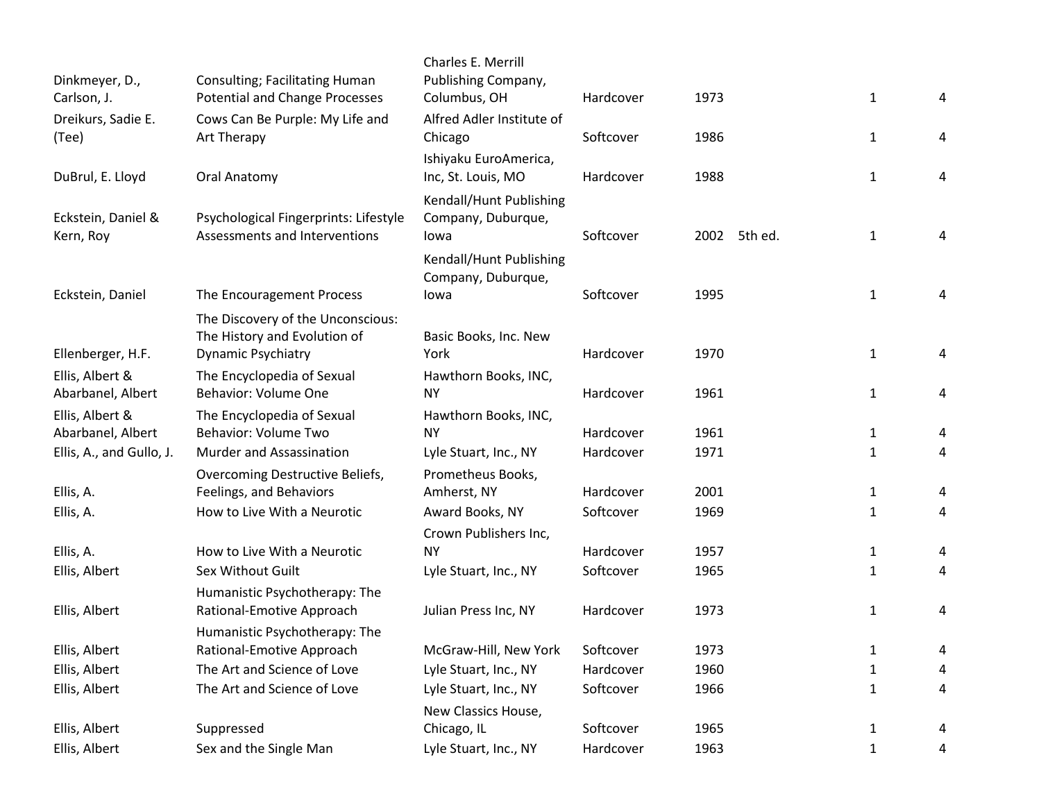| | | | | | | | |
|---|---|---|---|---|---|---|---|
| Dinkmeyer, D., Carlson, J. | Consulting; Facilitating Human Potential and Change Processes | Charles E. Merrill Publishing Company, Columbus, OH | Hardcover | 1973 | | 1 | 4 |
| Dreikurs, Sadie E. (Tee) | Cows Can Be Purple: My Life and Art Therapy | Alfred Adler Institute of Chicago | Softcover | 1986 | | 1 | 4 |
| DuBrul, E. Lloyd | Oral Anatomy | Ishiyaku EuroAmerica, Inc, St. Louis, MO | Hardcover | 1988 | | 1 | 4 |
| Eckstein, Daniel & Kern, Roy | Psychological Fingerprints: Lifestyle Assessments and Interventions | Kendall/Hunt Publishing Company, Duburque, Iowa | Softcover | 2002 | 5th ed. | 1 | 4 |
| Eckstein, Daniel | The Encouragement Process | Kendall/Hunt Publishing Company, Duburque, Iowa | Softcover | 1995 | | 1 | 4 |
| Ellenberger, H.F. | The Discovery of the Unconscious: The History and Evolution of Dynamic Psychiatry | Basic Books, Inc. New York | Hardcover | 1970 | | 1 | 4 |
| Ellis, Albert & Abarbanel, Albert | The Encyclopedia of Sexual Behavior: Volume One | Hawthorn Books, INC, NY | Hardcover | 1961 | | 1 | 4 |
| Ellis, Albert & Abarbanel, Albert | The Encyclopedia of Sexual Behavior: Volume Two | Hawthorn Books, INC, NY | Hardcover | 1961 | | 1 | 4 |
| Ellis, A., and Gullo, J. | Murder and Assassination | Lyle Stuart, Inc., NY | Hardcover | 1971 | | 1 | 4 |
| Ellis, A. | Overcoming Destructive Beliefs, Feelings, and Behaviors | Prometheus Books, Amherst, NY | Hardcover | 2001 | | 1 | 4 |
| Ellis, A. | How to Live With a Neurotic | Award Books, NY | Softcover | 1969 | | 1 | 4 |
| Ellis, A. | How to Live With a Neurotic | Crown Publishers Inc, NY | Hardcover | 1957 | | 1 | 4 |
| Ellis, Albert | Sex Without Guilt | Lyle Stuart, Inc., NY | Softcover | 1965 | | 1 | 4 |
| Ellis, Albert | Humanistic Psychotherapy: The Rational-Emotive Approach | Julian Press Inc, NY | Hardcover | 1973 | | 1 | 4 |
| Ellis, Albert | Humanistic Psychotherapy: The Rational-Emotive Approach | McGraw-Hill, New York | Softcover | 1973 | | 1 | 4 |
| Ellis, Albert | The Art and Science of Love | Lyle Stuart, Inc., NY | Hardcover | 1960 | | 1 | 4 |
| Ellis, Albert | The Art and Science of Love | Lyle Stuart, Inc., NY | Softcover | 1966 | | 1 | 4 |
| Ellis, Albert | Suppressed | New Classics House, Chicago, IL | Softcover | 1965 | | 1 | 4 |
| Ellis, Albert | Sex and the Single Man | Lyle Stuart, Inc., NY | Hardcover | 1963 | | 1 | 4 |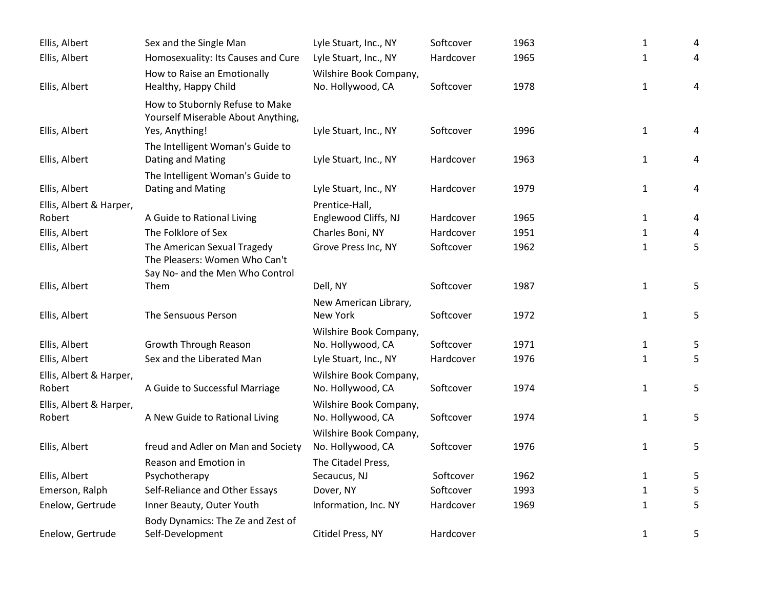| | | | | | | |
|---|---|---|---|---|---|---|
| Ellis, Albert | Sex and the Single Man | Lyle Stuart, Inc., NY | Softcover | 1963 | 1 | 4 |
| Ellis, Albert | Homosexuality: Its Causes and Cure | Lyle Stuart, Inc., NY | Hardcover | 1965 | 1 | 4 |
| Ellis, Albert | How to Raise an Emotionally Healthy, Happy Child | Wilshire Book Company, No. Hollywood, CA | Softcover | 1978 | 1 | 4 |
| Ellis, Albert | How to Stubornly Refuse to Make Yourself Miserable About Anything, Yes, Anything! | Lyle Stuart, Inc., NY | Softcover | 1996 | 1 | 4 |
| Ellis, Albert | The Intelligent Woman's Guide to Dating and Mating | Lyle Stuart, Inc., NY | Hardcover | 1963 | 1 | 4 |
| Ellis, Albert | The Intelligent Woman's Guide to Dating and Mating | Lyle Stuart, Inc., NY | Hardcover | 1979 | 1 | 4 |
| Ellis, Albert & Harper, Robert | A Guide to Rational Living | Prentice-Hall, Englewood Cliffs, NJ | Hardcover | 1965 | 1 | 4 |
| Ellis, Albert | The Folklore of Sex | Charles Boni, NY | Hardcover | 1951 | 1 | 4 |
| Ellis, Albert | The American Sexual Tragedy | Grove Press Inc, NY | Softcover | 1962 | 1 | 5 |
| Ellis, Albert | The Pleasers: Women Who Can't Say No- and the Men Who Control Them | Dell, NY | Softcover | 1987 | 1 | 5 |
| Ellis, Albert | The Sensuous Person | New American Library, New York | Softcover | 1972 | 1 | 5 |
| Ellis, Albert | Growth Through Reason | Wilshire Book Company, No. Hollywood, CA | Softcover | 1971 | 1 | 5 |
| Ellis, Albert | Sex and the Liberated Man | Lyle Stuart, Inc., NY | Hardcover | 1976 | 1 | 5 |
| Ellis, Albert & Harper, Robert | A Guide to Successful Marriage | Wilshire Book Company, No. Hollywood, CA | Softcover | 1974 | 1 | 5 |
| Ellis, Albert & Harper, Robert | A New Guide to Rational Living | Wilshire Book Company, No. Hollywood, CA | Softcover | 1974 | 1 | 5 |
| Ellis, Albert | freud and Adler on Man and Society | Wilshire Book Company, No. Hollywood, CA | Softcover | 1976 | 1 | 5 |
| Ellis, Albert | Reason and Emotion in Psychotherapy | The Citadel Press, Secaucus, NJ | Softcover | 1962 | 1 | 5 |
| Emerson, Ralph | Self-Reliance and Other Essays | Dover, NY | Softcover | 1993 | 1 | 5 |
| Enelow, Gertrude | Inner Beauty, Outer Youth | Information, Inc. NY | Hardcover | 1969 | 1 | 5 |
| Enelow, Gertrude | Body Dynamics: The Ze and Zest of Self-Development | Citidel Press, NY | Hardcover | | 1 | 5 |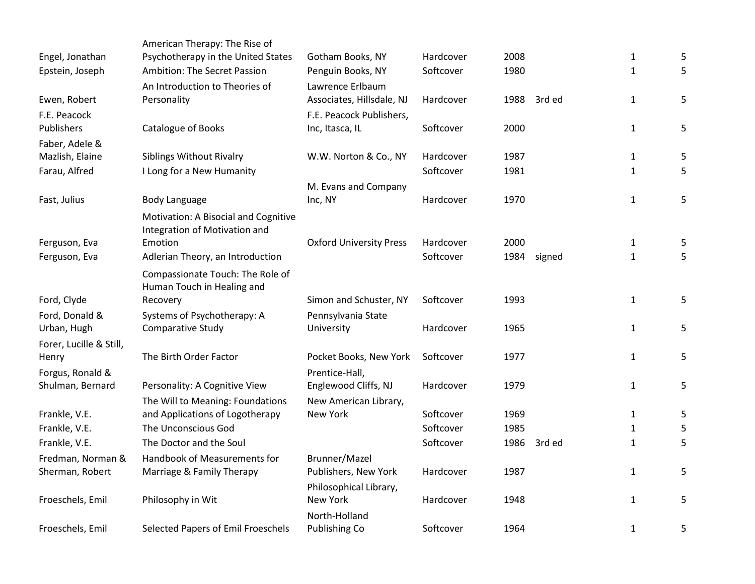| | | | | | | | |
|---|---|---|---|---|---|---|---|
| Engel, Jonathan | American Therapy: The Rise of Psychotherapy in the United States | Gotham Books, NY | Hardcover | 2008 | | 1 | 5 |
| Epstein, Joseph | Ambition: The Secret Passion | Penguin Books, NY | Softcover | 1980 | | 1 | 5 |
| Ewen, Robert | An Introduction to Theories of Personality | Lawrence Erlbaum Associates, Hillsdale, NJ | Hardcover | 1988 | 3rd ed | 1 | 5 |
| F.E. Peacock Publishers | Catalogue of Books | F.E. Peacock Publishers, Inc, Itasca, IL | Softcover | 2000 | | 1 | 5 |
| Faber, Adele & Mazlish, Elaine | Siblings Without Rivalry | W.W. Norton & Co., NY | Hardcover | 1987 | | 1 | 5 |
| Farau, Alfred | I Long for a New Humanity | | Softcover | 1981 | | 1 | 5 |
| Fast, Julius | Body Language | M. Evans and Company Inc, NY | Hardcover | 1970 | | 1 | 5 |
| Ferguson, Eva | Motivation: A Bisocial and Cognitive Integration of Motivation and Emotion | Oxford University Press | Hardcover | 2000 | | 1 | 5 |
| Ferguson, Eva | Adlerian Theory, an Introduction | | Softcover | 1984 | signed | 1 | 5 |
| Ford, Clyde | Compassionate Touch: The Role of Human Touch in Healing and Recovery | Simon and Schuster, NY | Softcover | 1993 | | 1 | 5 |
| Ford, Donald & Urban, Hugh | Systems of Psychotherapy: A Comparative Study | Pennsylvania State University | Hardcover | 1965 | | 1 | 5 |
| Forer, Lucille & Still, Henry | The Birth Order Factor | Pocket Books, New York | Softcover | 1977 | | 1 | 5 |
| Forgus, Ronald & Shulman, Bernard | Personality: A Cognitive View | Prentice-Hall, Englewood Cliffs, NJ | Hardcover | 1979 | | 1 | 5 |
| Frankle, V.E. | The Will to Meaning: Foundations and Applications of Logotherapy | New American Library, New York | Softcover | 1969 | | 1 | 5 |
| Frankle, V.E. | The Unconscious God | | Softcover | 1985 | | 1 | 5 |
| Frankle, V.E. | The Doctor and the Soul | | Softcover | 1986 | 3rd ed | 1 | 5 |
| Fredman, Norman & Sherman, Robert | Handbook of Measurements for Marriage & Family Therapy | Brunner/Mazel Publishers, New York | Hardcover | 1987 | | 1 | 5 |
| Froeschels, Emil | Philosophy in Wit | Philosophical Library, New York | Hardcover | 1948 | | 1 | 5 |
| Froeschels, Emil | Selected Papers of Emil Froeschels | North-Holland Publishing Co | Softcover | 1964 | | 1 | 5 |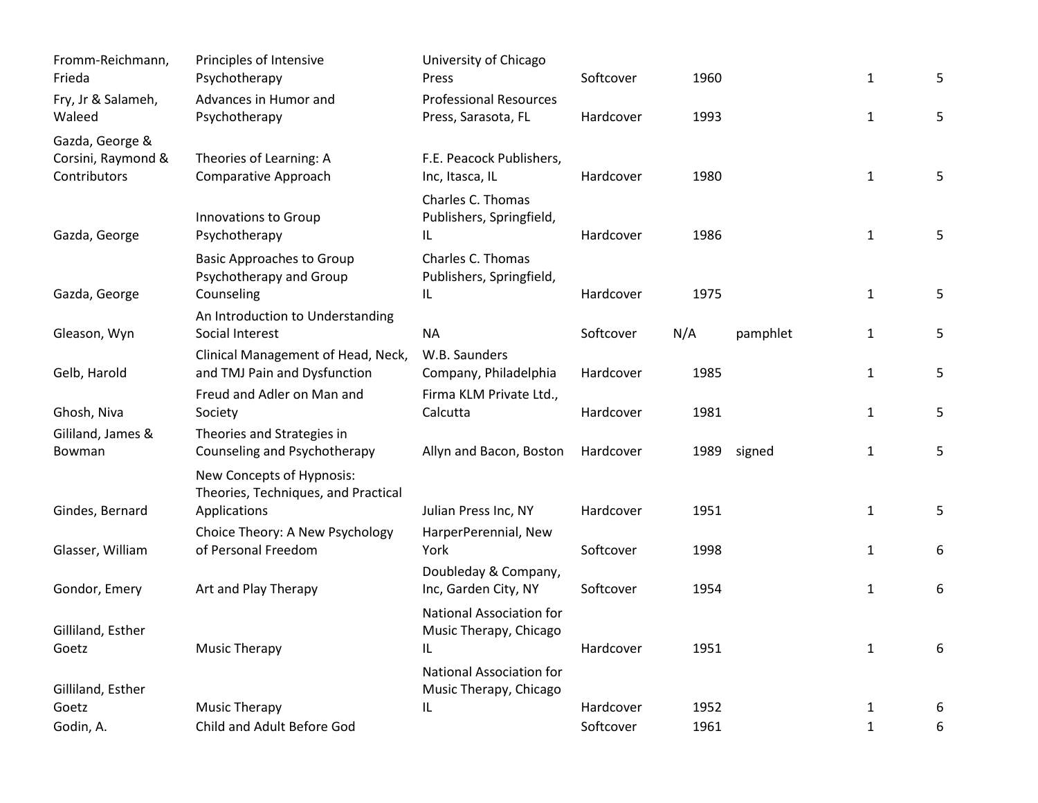| | | | | | | | |
|---|---|---|---|---|---|---|---|
| Fromm-Reichmann, Frieda | Principles of Intensive Psychotherapy | University of Chicago Press | Softcover | 1960 | | 1 | 5 |
| Fry, Jr & Salameh, Waleed | Advances in Humor and Psychotherapy | Professional Resources Press, Sarasota, FL | Hardcover | 1993 | | 1 | 5 |
| Gazda, George & Corsini, Raymond & Contributors | Theories of Learning: A Comparative Approach | F.E. Peacock Publishers, Inc, Itasca, IL | Hardcover | 1980 | | 1 | 5 |
| Gazda, George | Innovations to Group Psychotherapy | Charles C. Thomas Publishers, Springfield, IL | Hardcover | 1986 | | 1 | 5 |
| Gazda, George | Basic Approaches to Group Psychotherapy and Group Counseling | Charles C. Thomas Publishers, Springfield, IL | Hardcover | 1975 | | 1 | 5 |
| Gleason, Wyn | An Introduction to Understanding Social Interest | NA | Softcover | N/A | pamphlet | 1 | 5 |
| Gelb, Harold | Clinical Management of Head, Neck, and TMJ Pain and Dysfunction | W.B. Saunders Company, Philadelphia | Hardcover | 1985 | | 1 | 5 |
| Ghosh, Niva | Freud and Adler on Man and Society | Firma KLM Private Ltd., Calcutta | Hardcover | 1981 | | 1 | 5 |
| Gililand, James & Bowman | Theories and Strategies in Counseling and Psychotherapy | Allyn and Bacon, Boston | Hardcover | 1989 | signed | 1 | 5 |
| Gindes, Bernard | New Concepts of Hypnosis: Theories, Techniques, and Practical Applications | Julian Press Inc, NY | Hardcover | 1951 | | 1 | 5 |
| Glasser, William | Choice Theory: A New Psychology of Personal Freedom | HarperPerennial, New York | Softcover | 1998 | | 1 | 6 |
| Gondor, Emery | Art and Play Therapy | Doubleday & Company, Inc, Garden City, NY | Softcover | 1954 | | 1 | 6 |
| Gilliland, Esther Goetz | Music Therapy | National Association for Music Therapy, Chicago IL | Hardcover | 1951 | | 1 | 6 |
| Gilliland, Esther Goetz | Music Therapy | National Association for Music Therapy, Chicago IL | Hardcover | 1952 | | 1 | 6 |
| Godin, A. | Child and Adult Before God | | Softcover | 1961 | | 1 | 6 |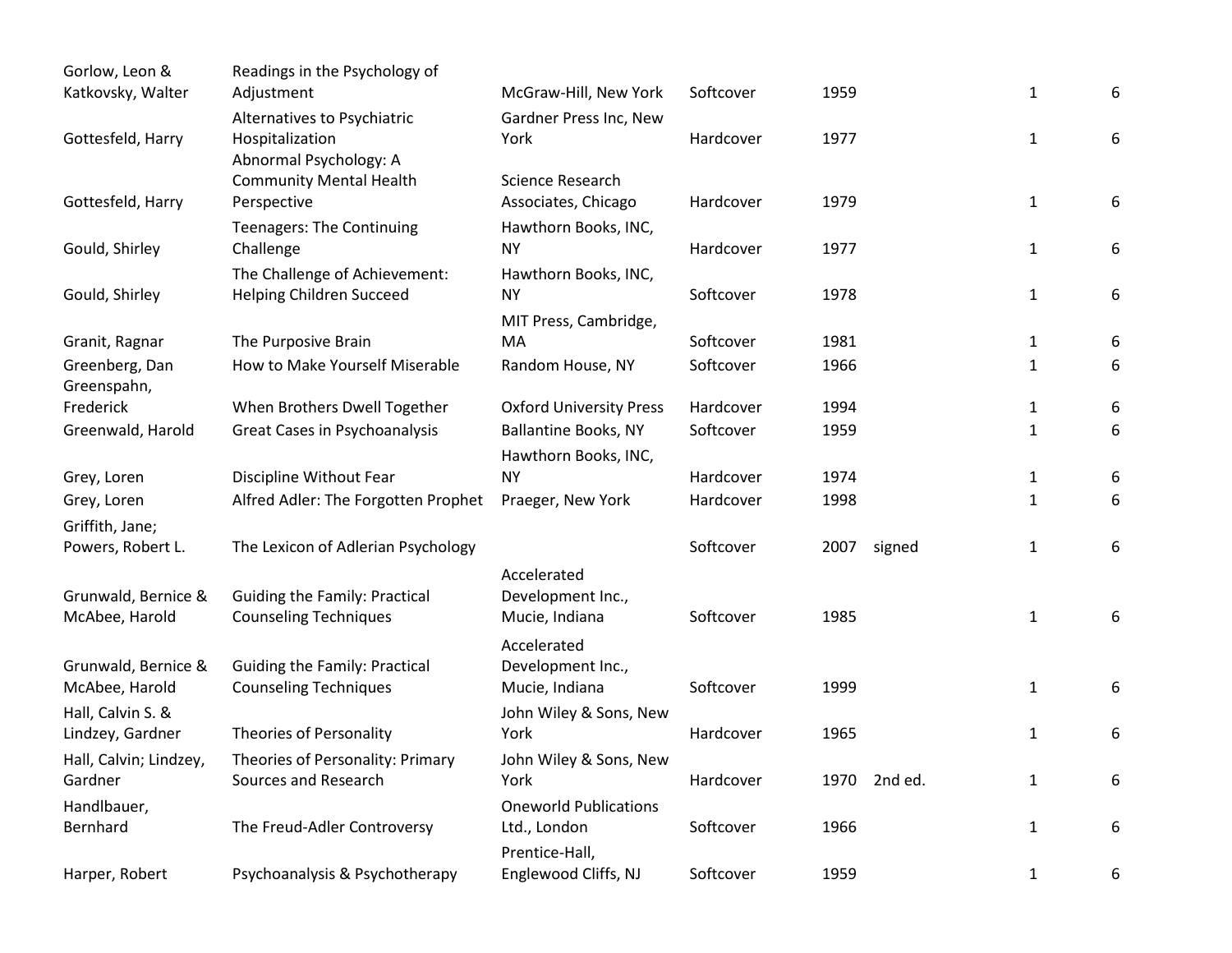| | | | | | | | |
|---|---|---|---|---|---|---|---|
| Gorlow, Leon & Katkovsky, Walter | Readings in the Psychology of Adjustment | McGraw-Hill, New York | Softcover | 1959 | | 1 | 6 |
| Gottesfeld, Harry | Alternatives to Psychiatric Hospitalization | Gardner Press Inc, New York | Hardcover | 1977 | | 1 | 6 |
| Gottesfeld, Harry | Abnormal Psychology: A Community Mental Health Perspective | Science Research Associates, Chicago | Hardcover | 1979 | | 1 | 6 |
| Gould, Shirley | Teenagers: The Continuing Challenge | Hawthorn Books, INC, NY | Hardcover | 1977 | | 1 | 6 |
| Gould, Shirley | The Challenge of Achievement: Helping Children Succeed | Hawthorn Books, INC, NY | Softcover | 1978 | | 1 | 6 |
| Granit, Ragnar | The Purposive Brain | MIT Press, Cambridge, MA | Softcover | 1981 | | 1 | 6 |
| Greenberg, Dan | How to Make Yourself Miserable | Random House, NY | Softcover | 1966 | | 1 | 6 |
| Greenspahn, Frederick | When Brothers Dwell Together | Oxford University Press | Hardcover | 1994 | | 1 | 6 |
| Greenwald, Harold | Great Cases in Psychoanalysis | Ballantine Books, NY | Softcover | 1959 | | 1 | 6 |
| Grey, Loren | Discipline Without Fear | Hawthorn Books, INC, NY | Hardcover | 1974 | | 1 | 6 |
| Grey, Loren | Alfred Adler: The Forgotten Prophet | Praeger, New York | Hardcover | 1998 | | 1 | 6 |
| Griffith, Jane; Powers, Robert L. | The Lexicon of Adlerian Psychology | | Softcover | 2007 | signed | 1 | 6 |
| Grunwald, Bernice & McAbee, Harold | Guiding the Family: Practical Counseling Techniques | Accelerated Development Inc., Mucie, Indiana | Softcover | 1985 | | 1 | 6 |
| Grunwald, Bernice & McAbee, Harold | Guiding the Family: Practical Counseling Techniques | Accelerated Development Inc., Mucie, Indiana | Softcover | 1999 | | 1 | 6 |
| Hall, Calvin S. & Lindzey, Gardner | Theories of Personality | John Wiley & Sons, New York | Hardcover | 1965 | | 1 | 6 |
| Hall, Calvin; Lindzey, Gardner | Theories of Personality: Primary Sources and Research | John Wiley & Sons, New York | Hardcover | 1970 | 2nd ed. | 1 | 6 |
| Handlbauer, Bernhard | The Freud-Adler Controversy | Oneworld Publications Ltd., London | Softcover | 1966 | | 1 | 6 |
| Harper, Robert | Psychoanalysis & Psychotherapy | Prentice-Hall, Englewood Cliffs, NJ | Softcover | 1959 | | 1 | 6 |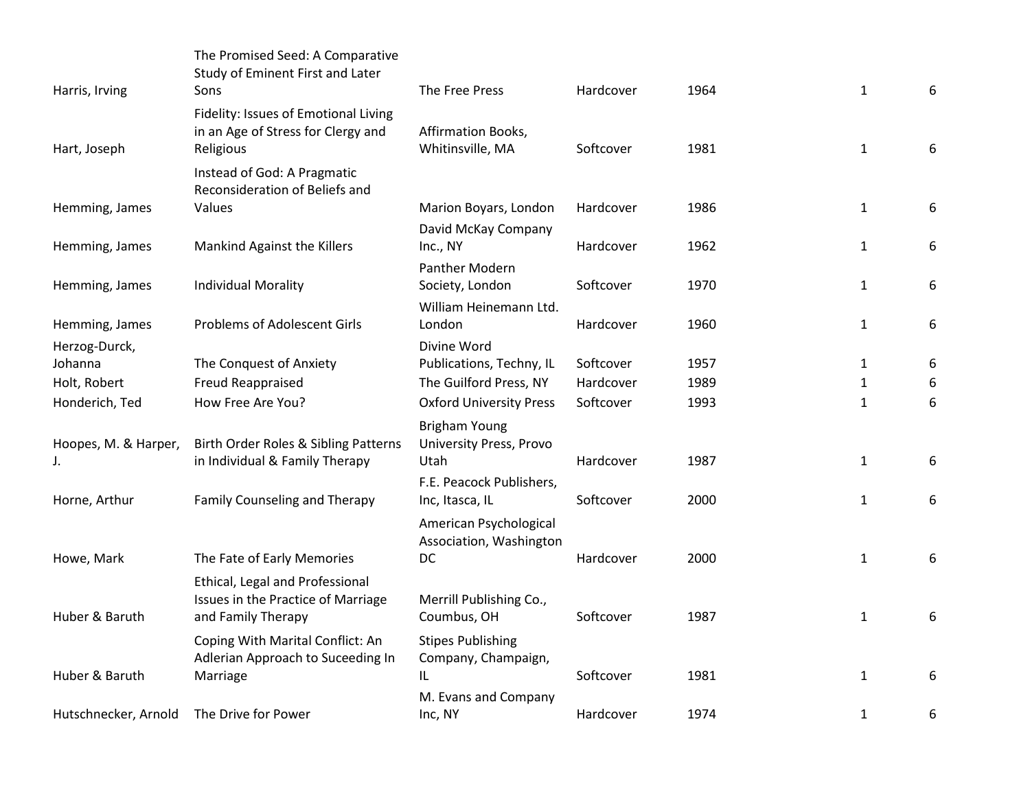| | | | | | | |
|---|---|---|---|---|---|---|
| Harris, Irving | The Promised Seed: A Comparative Study of Eminent First and Later Sons | The Free Press | Hardcover | 1964 | 1 | 6 |
| Hart, Joseph | Fidelity: Issues of Emotional Living in an Age of Stress for Clergy and Religious | Affirmation Books, Whitinsville, MA | Softcover | 1981 | 1 | 6 |
| Hemming, James | Instead of God: A Pragmatic Reconsideration of Beliefs and Values | Marion Boyars, London | Hardcover | 1986 | 1 | 6 |
| Hemming, James | Mankind Against the Killers | David McKay Company Inc., NY | Hardcover | 1962 | 1 | 6 |
| Hemming, James | Individual Morality | Panther Modern Society, London | Softcover | 1970 | 1 | 6 |
| Hemming, James | Problems of Adolescent Girls | William Heinemann Ltd. London | Hardcover | 1960 | 1 | 6 |
| Herzog-Durck, Johanna | The Conquest of Anxiety | Divine Word Publications, Techny, IL | Softcover | 1957 | 1 | 6 |
| Holt, Robert | Freud Reappraised | The Guilford Press, NY | Hardcover | 1989 | 1 | 6 |
| Honderich, Ted | How Free Are You? | Oxford University Press | Softcover | 1993 | 1 | 6 |
| Hoopes, M. & Harper, J. | Birth Order Roles & Sibling Patterns in Individual & Family Therapy | Brigham Young University Press, Provo Utah | Hardcover | 1987 | 1 | 6 |
| Horne, Arthur | Family Counseling and Therapy | F.E. Peacock Publishers, Inc, Itasca, IL | Softcover | 2000 | 1 | 6 |
| Howe, Mark | The Fate of Early Memories | American Psychological Association, Washington DC | Hardcover | 2000 | 1 | 6 |
| Huber & Baruth | Ethical, Legal and Professional Issues in the Practice of Marriage and Family Therapy | Merrill Publishing Co., Coumbus, OH | Softcover | 1987 | 1 | 6 |
| Huber & Baruth | Coping With Marital Conflict: An Adlerian Approach to Suceeding In Marriage | Stipes Publishing Company, Champaign, IL | Softcover | 1981 | 1 | 6 |
| Hutschnecker, Arnold | The Drive for Power | M. Evans and Company Inc, NY | Hardcover | 1974 | 1 | 6 |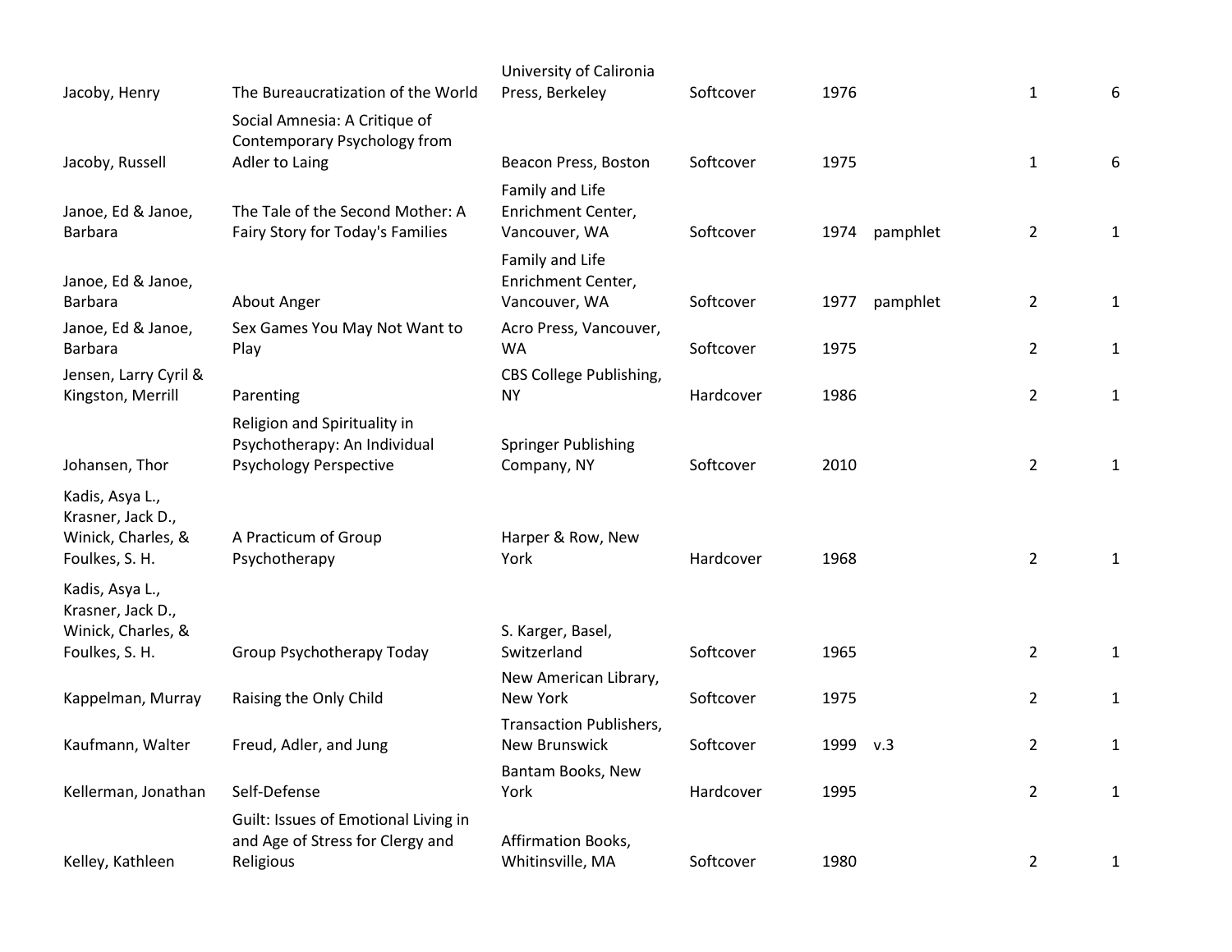| | | | | | | | |
|---|---|---|---|---|---|---|---|
| Jacoby, Henry | The Bureaucratization of the World | University of Calironia Press, Berkeley | Softcover | 1976 | | 1 | 6 |
| Jacoby, Russell | Social Amnesia: A Critique of Contemporary Psychology from Adler to Laing | Beacon Press, Boston | Softcover | 1975 | | 1 | 6 |
| Janoe, Ed & Janoe, Barbara | The Tale of the Second Mother: A Fairy Story for Today's Families | Family and Life Enrichment Center, Vancouver, WA | Softcover | 1974 | pamphlet | 2 | 1 |
| Janoe, Ed & Janoe, Barbara | About Anger | Family and Life Enrichment Center, Vancouver, WA | Softcover | 1977 | pamphlet | 2 | 1 |
| Janoe, Ed & Janoe, Barbara | Sex Games You May Not Want to Play | Acro Press, Vancouver, WA | Softcover | 1975 | | 2 | 1 |
| Jensen, Larry Cyril & Kingston, Merrill | Parenting | CBS College Publishing, NY | Hardcover | 1986 | | 2 | 1 |
| Johansen, Thor | Religion and Spirituality in Psychotherapy: An Individual Psychology Perspective | Springer Publishing Company, NY | Softcover | 2010 | | 2 | 1 |
| Kadis, Asya L., Krasner, Jack D., Winick, Charles, & Foulkes, S. H. | A Practicum of Group Psychotherapy | Harper & Row, New York | Hardcover | 1968 | | 2 | 1 |
| Kadis, Asya L., Krasner, Jack D., Winick, Charles, & Foulkes, S. H. | Group Psychotherapy Today | S. Karger, Basel, Switzerland | Softcover | 1965 | | 2 | 1 |
| Kappelman, Murray | Raising the Only Child | New American Library, New York | Softcover | 1975 | | 2 | 1 |
| Kaufmann, Walter | Freud, Adler, and Jung | Transaction Publishers, New Brunswick | Softcover | 1999 | v.3 | 2 | 1 |
| Kellerman, Jonathan | Self-Defense | Bantam Books, New York | Hardcover | 1995 | | 2 | 1 |
| Kelley, Kathleen | Guilt: Issues of Emotional Living in and Age of Stress for Clergy and Religious | Affirmation Books, Whitinsville, MA | Softcover | 1980 | | 2 | 1 |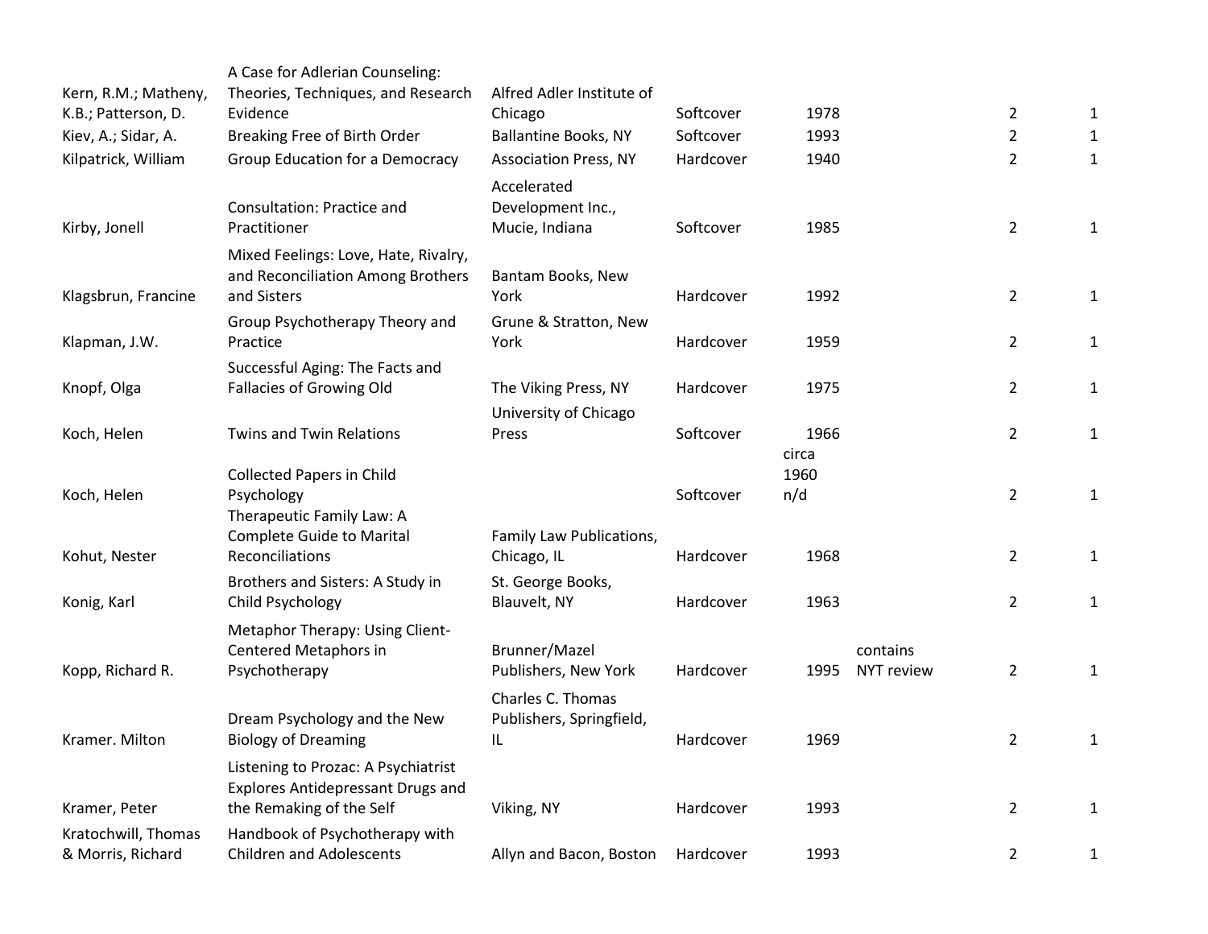| | | | | | | | |
|---|---|---|---|---|---|---|---|
| Kern, R.M.; Matheny, K.B.; Patterson, D. | A Case for Adlerian Counseling: Theories, Techniques, and Research Evidence | Alfred Adler Institute of Chicago | Softcover | 1978 | | 2 | 1 |
| Kiev, A.; Sidar, A. | Breaking Free of Birth Order | Ballantine Books, NY | Softcover | 1993 | | 2 | 1 |
| Kilpatrick, William | Group Education for a Democracy | Association Press, NY | Hardcover | 1940 | | 2 | 1 |
| Kirby, Jonell | Consultation: Practice and Practitioner | Accelerated Development Inc., Mucie, Indiana | Softcover | 1985 | | 2 | 1 |
| Klagsbrun, Francine | Mixed Feelings: Love, Hate, Rivalry, and Reconciliation Among Brothers and Sisters | Bantam Books, New York | Hardcover | 1992 | | 2 | 1 |
| Klapman, J.W. | Group Psychotherapy Theory and Practice | Grune & Stratton, New York | Hardcover | 1959 | | 2 | 1 |
| Knopf, Olga | Successful Aging: The Facts and Fallacies of Growing Old | The Viking Press, NY | Hardcover | 1975 | | 2 | 1 |
| Koch, Helen | Twins and Twin Relations | University of Chicago Press | Softcover | 1966 | | 2 | 1 |
| Koch, Helen | Collected Papers in Child Psychology | | Softcover | circa 1960 n/d | | 2 | 1 |
| Kohut, Nester | Therapeutic Family Law: A Complete Guide to Marital Reconciliations | Family Law Publications, Chicago, IL | Hardcover | 1968 | | 2 | 1 |
| Konig, Karl | Brothers and Sisters: A Study in Child Psychology | St. George Books, Blauvelt, NY | Hardcover | 1963 | | 2 | 1 |
| Kopp, Richard R. | Metaphor Therapy: Using Client-Centered Metaphors in Psychotherapy | Brunner/Mazel Publishers, New York | Hardcover | 1995 | contains NYT review | 2 | 1 |
| Kramer. Milton | Dream Psychology and the New Biology of Dreaming | Charles C. Thomas Publishers, Springfield, IL | Hardcover | 1969 | | 2 | 1 |
| Kramer, Peter | Listening to Prozac: A Psychiatrist Explores Antidepressant Drugs and the Remaking of the Self | Viking, NY | Hardcover | 1993 | | 2 | 1 |
| Kratochwill, Thomas & Morris, Richard | Handbook of Psychotherapy with Children and Adolescents | Allyn and Bacon, Boston | Hardcover | 1993 | | 2 | 1 |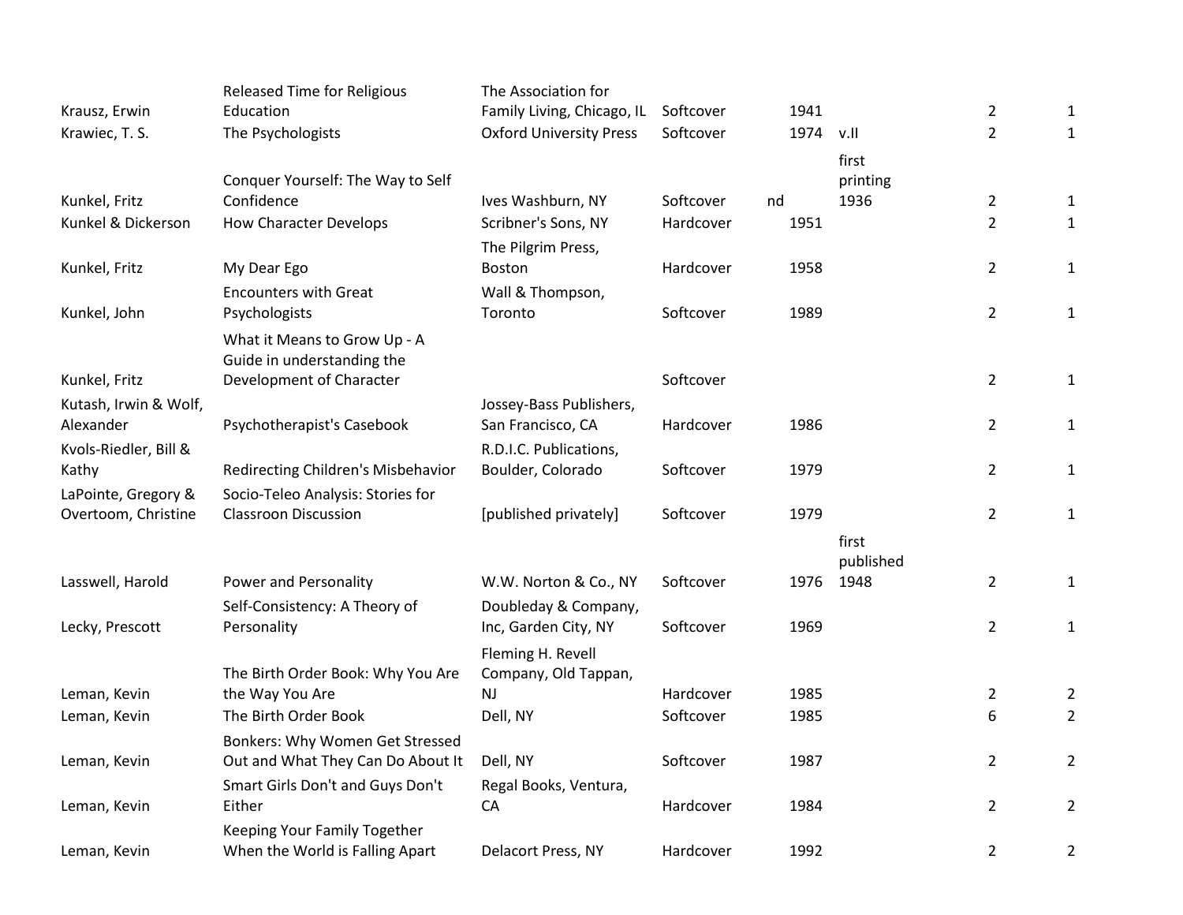| | | | | | | | |
|---|---|---|---|---|---|---|---|
| Krausz, Erwin | Released Time for Religious Education | The Association for Family Living, Chicago, IL | Softcover | 1941 | | 2 | 1 |
| Krawiec, T. S. | The Psychologists | Oxford University Press | Softcover | 1974 | v.II | 2 | 1 |
| Kunkel, Fritz | Conquer Yourself: The Way to Self Confidence | Ives Washburn, NY | Softcover | nd | first printing 1936 | 2 | 1 |
| Kunkel & Dickerson | How Character Develops | Scribner's Sons, NY | Hardcover | 1951 | | 2 | 1 |
| Kunkel, Fritz | My Dear Ego | The Pilgrim Press, Boston | Hardcover | 1958 | | 2 | 1 |
| Kunkel, John | Encounters with Great Psychologists | Wall & Thompson, Toronto | Softcover | 1989 | | 2 | 1 |
| Kunkel, Fritz | What it Means to Grow Up - A Guide in understanding the Development of Character | | Softcover | | | 2 | 1 |
| Kutash, Irwin & Wolf, Alexander | Psychotherapist's Casebook | Jossey-Bass Publishers, San Francisco, CA | Hardcover | 1986 | | 2 | 1 |
| Kvols-Riedler, Bill & Kathy | Redirecting Children's Misbehavior | R.D.I.C. Publications, Boulder, Colorado | Softcover | 1979 | | 2 | 1 |
| LaPointe, Gregory & Overtoom, Christine | Socio-Teleo Analysis: Stories for Classroon Discussion | [published privately] | Softcover | 1979 | | 2 | 1 |
| Lasswell, Harold | Power and Personality | W.W. Norton & Co., NY | Softcover | 1976 | first published 1948 | 2 | 1 |
| Lecky, Prescott | Self-Consistency: A Theory of Personality | Doubleday & Company, Inc, Garden City, NY | Softcover | 1969 | | 2 | 1 |
| Leman, Kevin | The Birth Order Book: Why You Are the Way You Are | Fleming H. Revell Company, Old Tappan, NJ | Hardcover | 1985 | | 2 | 2 |
| Leman, Kevin | The Birth Order Book | Dell, NY | Softcover | 1985 | | 6 | 2 |
| Leman, Kevin | Bonkers: Why Women Get Stressed Out and What They Can Do About It | Dell, NY | Softcover | 1987 | | 2 | 2 |
| Leman, Kevin | Smart Girls Don't and Guys Don't Either | Regal Books, Ventura, CA | Hardcover | 1984 | | 2 | 2 |
| Leman, Kevin | Keeping Your Family Together When the World is Falling Apart | Delacort Press, NY | Hardcover | 1992 | | 2 | 2 |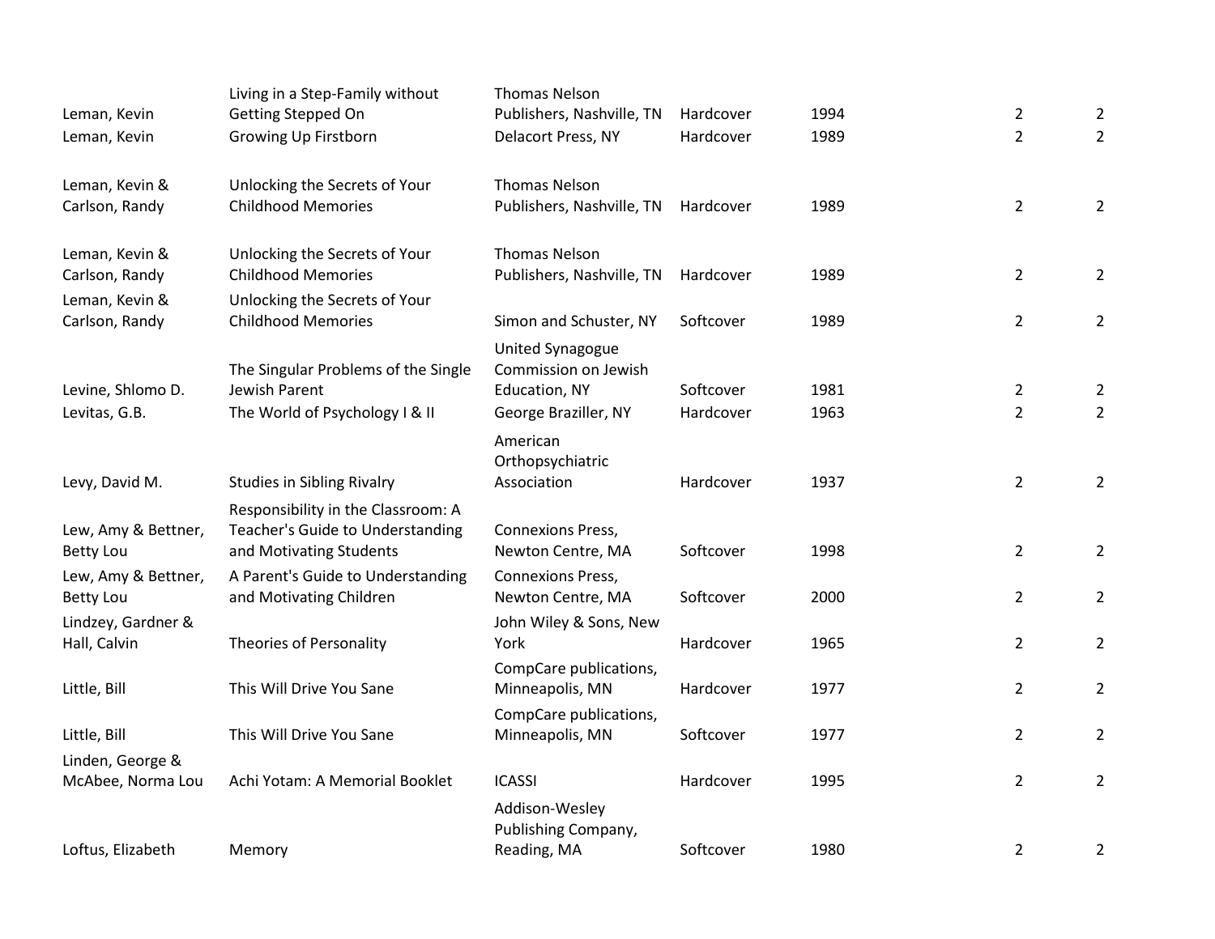| | | | | | | |
|---|---|---|---|---|---|---|
| Leman, Kevin | Living in a Step-Family without Getting Stepped On | Thomas Nelson Publishers, Nashville, TN | Hardcover | 1994 | 2 | 2 |
| Leman, Kevin | Growing Up Firstborn | Delacort Press, NY | Hardcover | 1989 | 2 | 2 |
| Leman, Kevin & Carlson, Randy | Unlocking the Secrets of Your Childhood Memories | Thomas Nelson Publishers, Nashville, TN | Hardcover | 1989 | 2 | 2 |
| Leman, Kevin & Carlson, Randy | Unlocking the Secrets of Your Childhood Memories | Thomas Nelson Publishers, Nashville, TN | Hardcover | 1989 | 2 | 2 |
| Leman, Kevin & Carlson, Randy | Unlocking the Secrets of Your Childhood Memories | Simon and Schuster, NY | Softcover | 1989 | 2 | 2 |
| Levine, Shlomo D. | The Singular Problems of the Single Jewish Parent | United Synagogue Commission on Jewish Education, NY | Softcover | 1981 | 2 | 2 |
| Levitas, G.B. | The World of Psychology I & II | George Braziller, NY | Hardcover | 1963 | 2 | 2 |
| Levy, David M. | Studies in Sibling Rivalry | American Orthopsychiatric Association | Hardcover | 1937 | 2 | 2 |
| Lew, Amy & Bettner, Betty Lou | Responsibility in the Classroom: A Teacher's Guide to Understanding and Motivating Students | Connexions Press, Newton Centre, MA | Softcover | 1998 | 2 | 2 |
| Lew, Amy & Bettner, Betty Lou | A Parent's Guide to Understanding and Motivating Children | Connexions Press, Newton Centre, MA | Softcover | 2000 | 2 | 2 |
| Lindzey, Gardner & Hall, Calvin | Theories of Personality | John Wiley & Sons, New York | Hardcover | 1965 | 2 | 2 |
| Little, Bill | This Will Drive You Sane | CompCare publications, Minneapolis, MN | Hardcover | 1977 | 2 | 2 |
| Little, Bill | This Will Drive You Sane | CompCare publications, Minneapolis, MN | Softcover | 1977 | 2 | 2 |
| Linden, George & McAbee, Norma Lou | Achi Yotam: A Memorial Booklet | ICASSI | Hardcover | 1995 | 2 | 2 |
| Loftus, Elizabeth | Memory | Addison-Wesley Publishing Company, Reading, MA | Softcover | 1980 | 2 | 2 |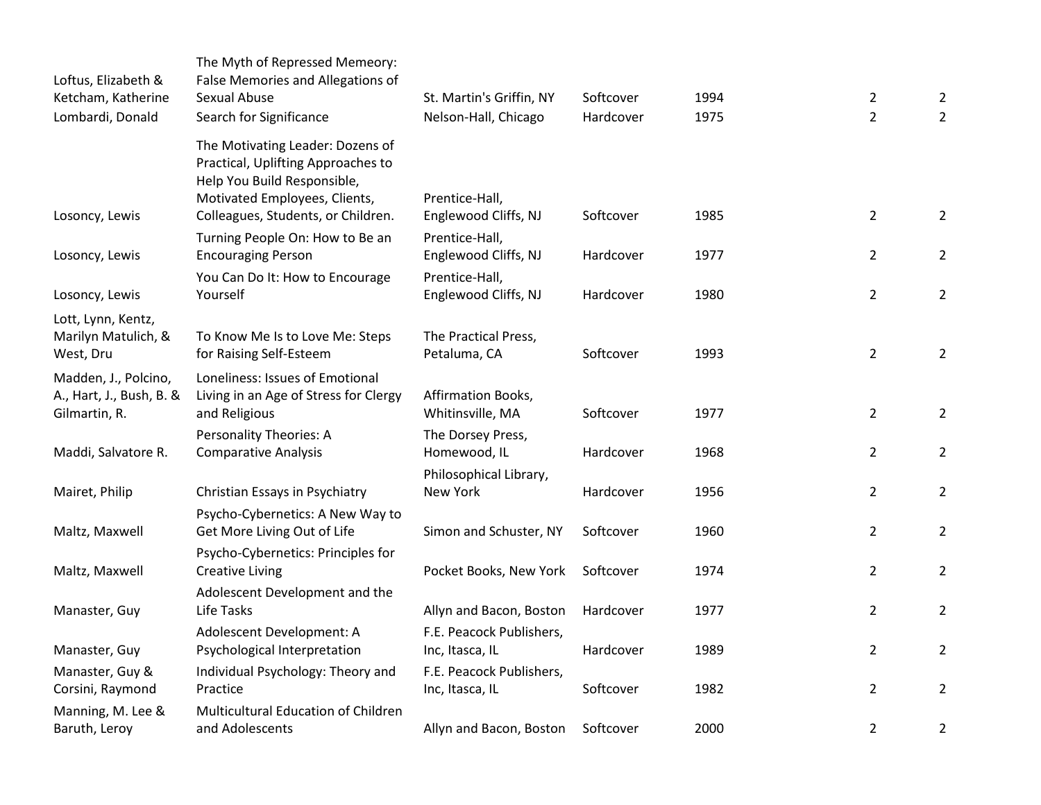| | | | | | | |
|---|---|---|---|---|---|---|
| Loftus, Elizabeth & Ketcham, Katherine | The Myth of Repressed Memeory: False Memories and Allegations of Sexual Abuse | St. Martin's Griffin, NY | Softcover | 1994 | 2 | 2 |
| Lombardi, Donald | Search for Significance | Nelson-Hall, Chicago | Hardcover | 1975 | 2 | 2 |
| Losoncy, Lewis | The Motivating Leader: Dozens of Practical, Uplifting Approaches to Help You Build Responsible, Motivated Employees, Clients, Colleagues, Students, or Children. | Prentice-Hall, Englewood Cliffs, NJ | Softcover | 1985 | 2 | 2 |
| Losoncy, Lewis | Turning People On: How to Be an Encouraging Person | Prentice-Hall, Englewood Cliffs, NJ | Hardcover | 1977 | 2 | 2 |
| Losoncy, Lewis | You Can Do It: How to Encourage Yourself | Prentice-Hall, Englewood Cliffs, NJ | Hardcover | 1980 | 2 | 2 |
| Lott, Lynn, Kentz, Marilyn Matulich, & West, Dru | To Know Me Is to Love Me: Steps for Raising Self-Esteem | The Practical Press, Petaluma, CA | Softcover | 1993 | 2 | 2 |
| Madden, J., Polcino, A., Hart, J., Bush, B. & Gilmartin, R. | Loneliness: Issues of Emotional Living in an Age of Stress for Clergy and Religious | Affirmation Books, Whitinsville, MA | Softcover | 1977 | 2 | 2 |
| Maddi, Salvatore R. | Personality Theories: A Comparative Analysis | The Dorsey Press, Homewood, IL | Hardcover | 1968 | 2 | 2 |
| Mairet, Philip | Christian Essays in Psychiatry | Philosophical Library, New York | Hardcover | 1956 | 2 | 2 |
| Maltz, Maxwell | Psycho-Cybernetics: A New Way to Get More Living Out of Life | Simon and Schuster, NY | Softcover | 1960 | 2 | 2 |
| Maltz, Maxwell | Psycho-Cybernetics: Principles for Creative Living | Pocket Books, New York | Softcover | 1974 | 2 | 2 |
| Manaster, Guy | Adolescent Development and the Life Tasks | Allyn and Bacon, Boston | Hardcover | 1977 | 2 | 2 |
| Manaster, Guy | Adolescent Development: A Psychological Interpretation | F.E. Peacock Publishers, Inc, Itasca, IL | Hardcover | 1989 | 2 | 2 |
| Manaster, Guy & Corsini, Raymond | Individual Psychology: Theory and Practice | F.E. Peacock Publishers, Inc, Itasca, IL | Softcover | 1982 | 2 | 2 |
| Manning, M. Lee & Baruth, Leroy | Multicultural Education of Children and Adolescents | Allyn and Bacon, Boston | Softcover | 2000 | 2 | 2 |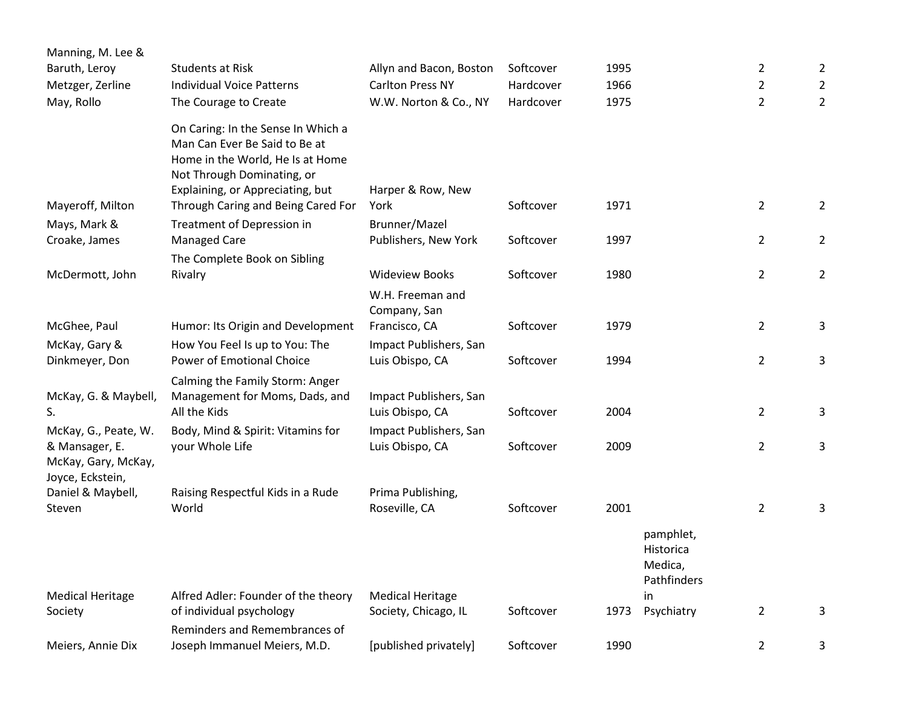| | | | | | | | |
|---|---|---|---|---|---|---|---|
| Manning, M. Lee & Baruth, Leroy | Students at Risk | Allyn and Bacon, Boston | Softcover | 1995 | | 2 | 2 |
| Metzger, Zerline | Individual Voice Patterns | Carlton Press NY | Hardcover | 1966 | | 2 | 2 |
| May, Rollo | The Courage to Create | W.W. Norton & Co., NY | Hardcover | 1975 | | 2 | 2 |
| Mayeroff, Milton | On Caring: In the Sense In Which a Man Can Ever Be Said to Be at Home in the World, He Is at Home Not Through Dominating, or Explaining, or Appreciating, but Through Caring and Being Cared For | Harper & Row, New York | Softcover | 1971 | | 2 | 2 |
| Mays, Mark & Croake, James | Treatment of Depression in Managed Care | Brunner/Mazel Publishers, New York | Softcover | 1997 | | 2 | 2 |
| McDermott, John | The Complete Book on Sibling Rivalry | Wideview Books | Softcover | 1980 | | 2 | 2 |
| McGhee, Paul | Humor: Its Origin and Development | W.H. Freeman and Company, San Francisco, CA | Softcover | 1979 | | 2 | 3 |
| McKay, Gary & Dinkmeyer, Don | How You Feel Is up to You: The Power of Emotional Choice | Impact Publishers, San Luis Obispo, CA | Softcover | 1994 | | 2 | 3 |
| McKay, G. & Maybell, S. | Calming the Family Storm: Anger Management for Moms, Dads, and All the Kids | Impact Publishers, San Luis Obispo, CA | Softcover | 2004 | | 2 | 3 |
| McKay, G., Peate, W. & Mansager, E. | Body, Mind & Spirit: Vitamins for your Whole Life | Impact Publishers, San Luis Obispo, CA | Softcover | 2009 | | 2 | 3 |
| McKay, Gary, McKay, Joyce, Eckstein, Daniel & Maybell, Steven | Raising Respectful Kids in a Rude World | Prima Publishing, Roseville, CA | Softcover | 2001 | | 2 | 3 |
| Medical Heritage Society | Alfred Adler: Founder of the theory of individual psychology | Medical Heritage Society, Chicago, IL | Softcover | 1973 | pamphlet, Historica Medica, Pathfinders in Psychiatry | 2 | 3 |
| Meiers, Annie Dix | Reminders and Remembrances of Joseph Immanuel Meiers, M.D. | [published privately] | Softcover | 1990 | | 2 | 3 |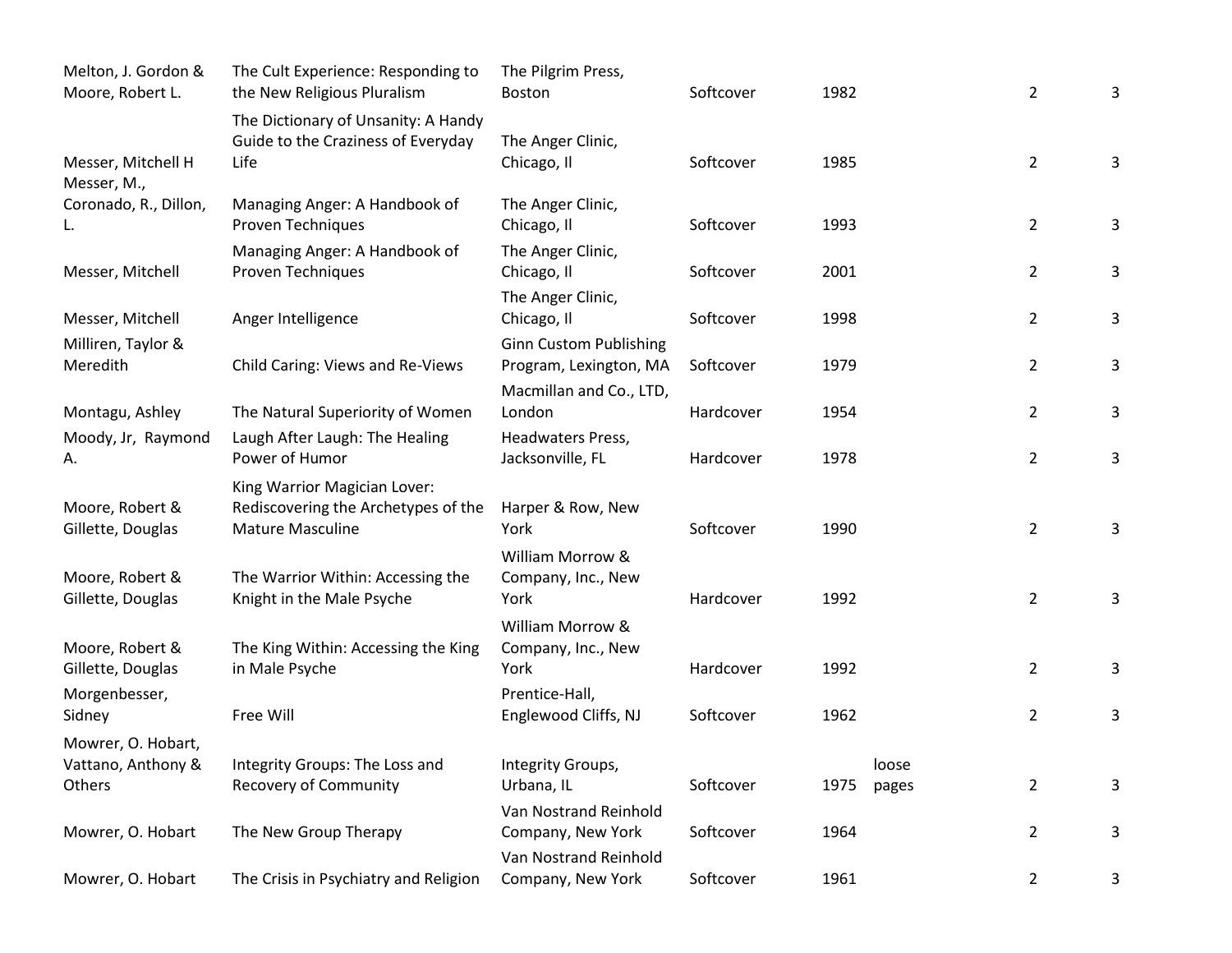| | | | | | | | |
|---|---|---|---|---|---|---|---|
| Melton, J. Gordon & Moore, Robert L. | The Cult Experience: Responding to the New Religious Pluralism | The Pilgrim Press, Boston | Softcover | 1982 | | 2 | 3 |
| Messer, Mitchell H | The Dictionary of Unsanity: A Handy Guide to the Craziness of Everyday Life | The Anger Clinic, Chicago, Il | Softcover | 1985 | | 2 | 3 |
| Messer, M., Coronado, R., Dillon, L. | Managing Anger: A Handbook of Proven Techniques | The Anger Clinic, Chicago, Il | Softcover | 1993 | | 2 | 3 |
| Messer, Mitchell | Managing Anger: A Handbook of Proven Techniques | The Anger Clinic, Chicago, Il | Softcover | 2001 | | 2 | 3 |
| Messer, Mitchell | Anger Intelligence | The Anger Clinic, Chicago, Il | Softcover | 1998 | | 2 | 3 |
| Milliren, Taylor & Meredith | Child Caring: Views and Re-Views | Ginn Custom Publishing Program, Lexington, MA | Softcover | 1979 | | 2 | 3 |
| Montagu, Ashley | The Natural Superiority of Women | Macmillan and Co., LTD, London | Hardcover | 1954 | | 2 | 3 |
| Moody, Jr, Raymond A. | Laugh After Laugh: The Healing Power of Humor | Headwaters Press, Jacksonville, FL | Hardcover | 1978 | | 2 | 3 |
| Moore, Robert & Gillette, Douglas | King Warrior Magician Lover: Rediscovering the Archetypes of the Mature Masculine | Harper & Row, New York | Softcover | 1990 | | 2 | 3 |
| Moore, Robert & Gillette, Douglas | The Warrior Within: Accessing the Knight in the Male Psyche | William Morrow & Company, Inc., New York | Hardcover | 1992 | | 2 | 3 |
| Moore, Robert & Gillette, Douglas | The King Within: Accessing the King in Male Psyche | William Morrow & Company, Inc., New York | Hardcover | 1992 | | 2 | 3 |
| Morgenbesser, Sidney | Free Will | Prentice-Hall, Englewood Cliffs, NJ | Softcover | 1962 | | 2 | 3 |
| Mowrer, O. Hobart, Vattano, Anthony & Others | Integrity Groups: The Loss and Recovery of Community | Integrity Groups, Urbana, IL | Softcover | 1975 | loose pages | 2 | 3 |
| Mowrer, O. Hobart | The New Group Therapy | Van Nostrand Reinhold Company, New York | Softcover | 1964 | | 2 | 3 |
| Mowrer, O. Hobart | The Crisis in Psychiatry and Religion | Van Nostrand Reinhold Company, New York | Softcover | 1961 | | 2 | 3 |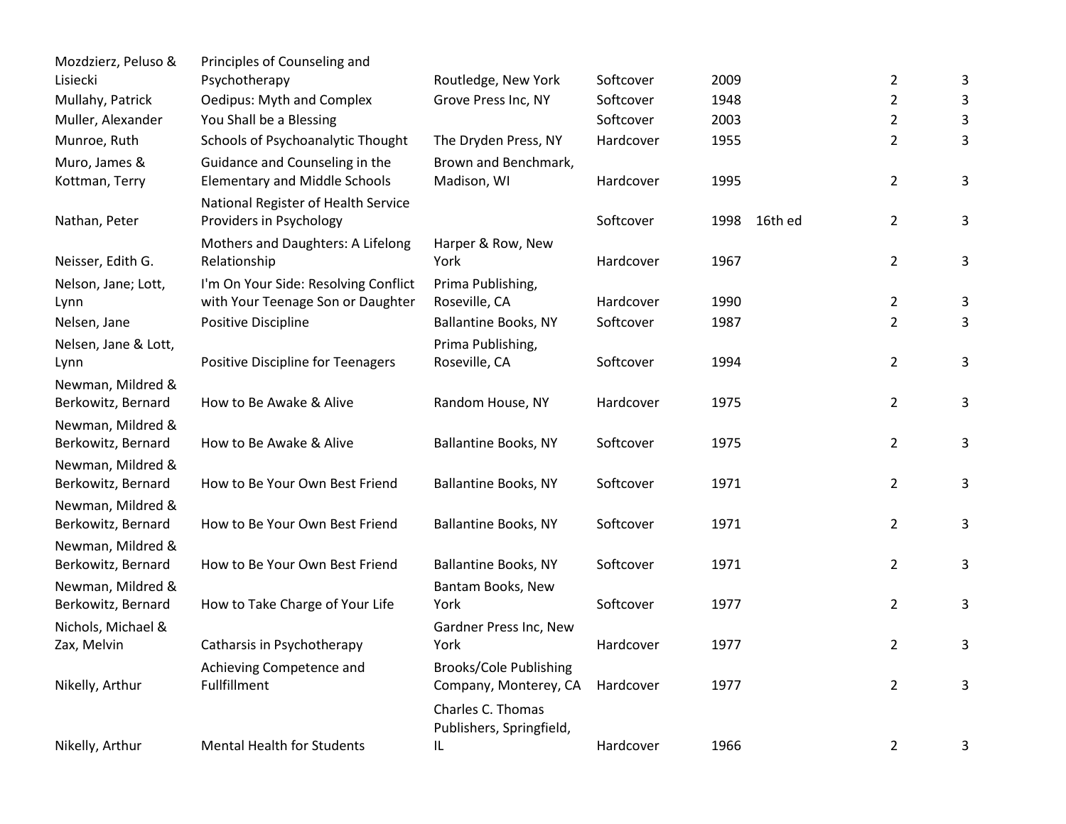| | | | | | | | |
|---|---|---|---|---|---|---|---|
| Mozdzierz, Peluso & Lisiecki | Principles of Counseling and Psychotherapy | Routledge, New York | Softcover | 2009 | | 2 | 3 |
| Mullahy, Patrick | Oedipus: Myth and Complex | Grove Press Inc, NY | Softcover | 1948 | | 2 | 3 |
| Muller, Alexander | You Shall be a Blessing | | Softcover | 2003 | | 2 | 3 |
| Munroe, Ruth | Schools of Psychoanalytic Thought | The Dryden Press, NY | Hardcover | 1955 | | 2 | 3 |
| Muro, James & Kottman, Terry | Guidance and Counseling in the Elementary and Middle Schools | Brown and Benchmark, Madison, WI | Hardcover | 1995 | | 2 | 3 |
| Nathan, Peter | National Register of Health Service Providers in Psychology | | Softcover | 1998 | 16th ed | 2 | 3 |
| Neisser, Edith G. | Mothers and Daughters: A Lifelong Relationship | Harper & Row, New York | Hardcover | 1967 | | 2 | 3 |
| Nelson, Jane; Lott, Lynn | I'm On Your Side: Resolving Conflict with Your Teenage Son or Daughter | Prima Publishing, Roseville, CA | Hardcover | 1990 | | 2 | 3 |
| Nelsen, Jane | Positive Discipline | Ballantine Books, NY | Softcover | 1987 | | 2 | 3 |
| Nelsen, Jane & Lott, Lynn | Positive Discipline for Teenagers | Prima Publishing, Roseville, CA | Softcover | 1994 | | 2 | 3 |
| Newman, Mildred & Berkowitz, Bernard | How to Be Awake & Alive | Random House, NY | Hardcover | 1975 | | 2 | 3 |
| Newman, Mildred & Berkowitz, Bernard | How to Be Awake & Alive | Ballantine Books, NY | Softcover | 1975 | | 2 | 3 |
| Newman, Mildred & Berkowitz, Bernard | How to Be Your Own Best Friend | Ballantine Books, NY | Softcover | 1971 | | 2 | 3 |
| Newman, Mildred & Berkowitz, Bernard | How to Be Your Own Best Friend | Ballantine Books, NY | Softcover | 1971 | | 2 | 3 |
| Newman, Mildred & Berkowitz, Bernard | How to Be Your Own Best Friend | Ballantine Books, NY | Softcover | 1971 | | 2 | 3 |
| Newman, Mildred & Berkowitz, Bernard | How to Take Charge of Your Life | Bantam Books, New York | Softcover | 1977 | | 2 | 3 |
| Nichols, Michael & Zax, Melvin | Catharsis in Psychotherapy | Gardner Press Inc, New York | Hardcover | 1977 | | 2 | 3 |
| Nikelly, Arthur | Achieving Competence and Fullfillment | Brooks/Cole Publishing Company, Monterey, CA | Hardcover | 1977 | | 2 | 3 |
| Nikelly, Arthur | Mental Health for Students | Charles C. Thomas Publishers, Springfield, IL | Hardcover | 1966 | | 2 | 3 |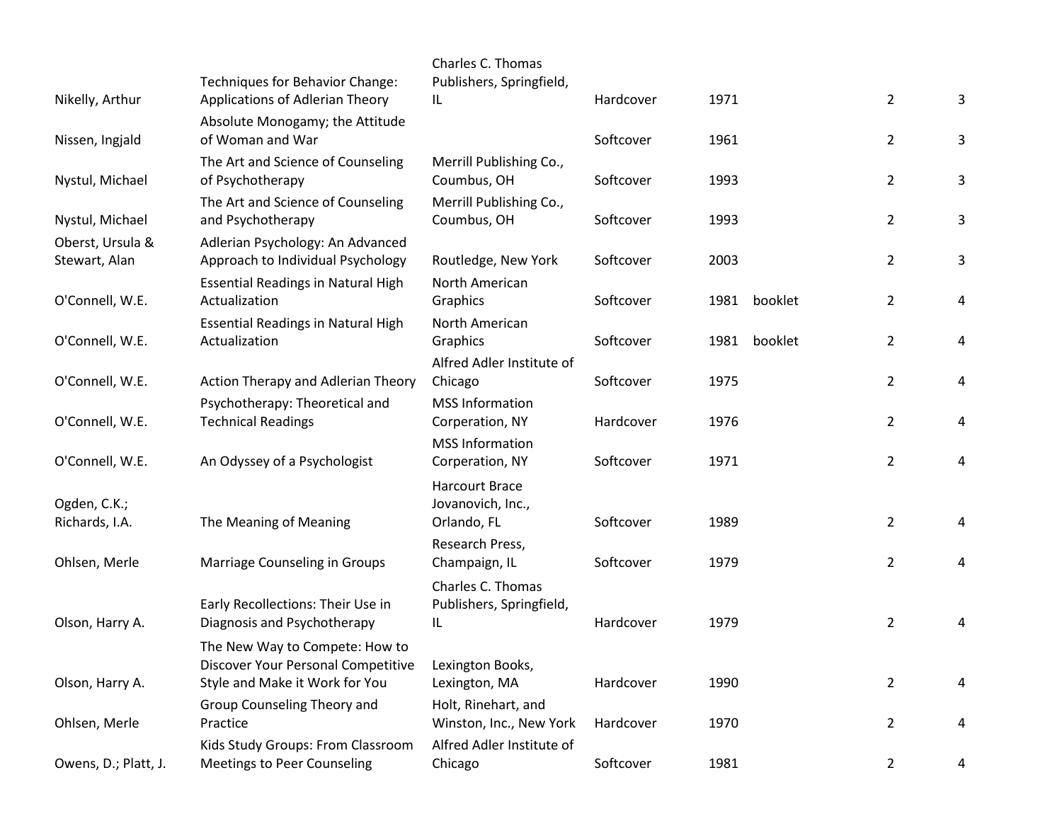| | | | | | | | |
|---|---|---|---|---|---|---|---|
| Nikelly, Arthur | Techniques for Behavior Change: Applications of Adlerian Theory | Charles C. Thomas Publishers, Springfield, IL | Hardcover | 1971 | | 2 | 3 |
| Nissen, Ingjald | Absolute Monogamy; the Attitude of Woman and War | | Softcover | 1961 | | 2 | 3 |
| Nystul, Michael | The Art and Science of Counseling of Psychotherapy | Merrill Publishing Co., Coumbus, OH | Softcover | 1993 | | 2 | 3 |
| Nystul, Michael | The Art and Science of Counseling and Psychotherapy | Merrill Publishing Co., Coumbus, OH | Softcover | 1993 | | 2 | 3 |
| Oberst, Ursula & Stewart, Alan | Adlerian Psychology: An Advanced Approach to Individual Psychology | Routledge, New York | Softcover | 2003 | | 2 | 3 |
| O'Connell, W.E. | Essential Readings in Natural High Actualization | North American Graphics | Softcover | 1981 | booklet | 2 | 4 |
| O'Connell, W.E. | Essential Readings in Natural High Actualization | North American Graphics | Softcover | 1981 | booklet | 2 | 4 |
| O'Connell, W.E. | Action Therapy and Adlerian Theory | Alfred Adler Institute of Chicago | Softcover | 1975 | | 2 | 4 |
| O'Connell, W.E. | Psychotherapy: Theoretical and Technical Readings | MSS Information Corperation, NY | Hardcover | 1976 | | 2 | 4 |
| O'Connell, W.E. | An Odyssey of a Psychologist | MSS Information Corperation, NY | Softcover | 1971 | | 2 | 4 |
| Ogden, C.K.; Richards, I.A. | The Meaning of Meaning | Harcourt Brace Jovanovich, Inc., Orlando, FL | Softcover | 1989 | | 2 | 4 |
| Ohlsen, Merle | Marriage Counseling in Groups | Research Press, Champaign, IL | Softcover | 1979 | | 2 | 4 |
| Olson, Harry A. | Early Recollections: Their Use in Diagnosis and Psychotherapy | Charles C. Thomas Publishers, Springfield, IL | Hardcover | 1979 | | 2 | 4 |
| Olson, Harry A. | The New Way to Compete: How to Discover Your Personal Competitive Style and Make it Work for You | Lexington Books, Lexington, MA | Hardcover | 1990 | | 2 | 4 |
| Ohlsen, Merle | Group Counseling Theory and Practice | Holt, Rinehart, and Winston, Inc., New York | Hardcover | 1970 | | 2 | 4 |
| Owens, D.; Platt, J. | Kids Study Groups: From Classroom Meetings to Peer Counseling | Alfred Adler Institute of Chicago | Softcover | 1981 | | 2 | 4 |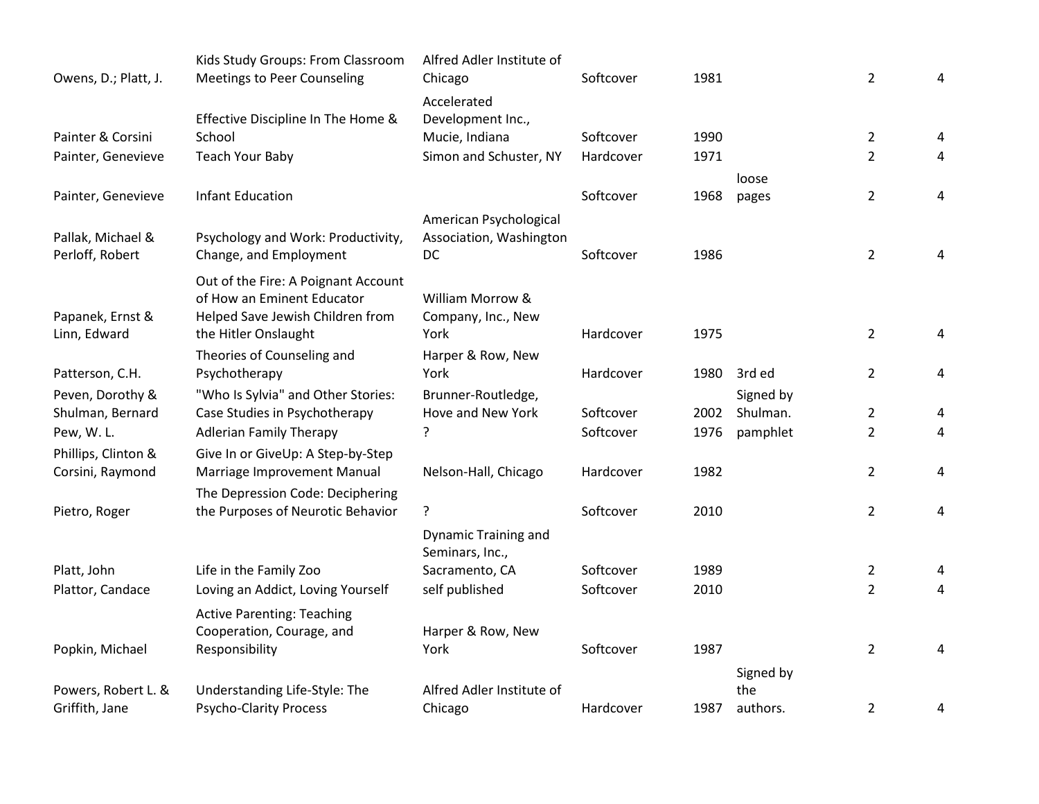| | | | | | | | |
|---|---|---|---|---|---|---|---|
| Owens, D.; Platt, J. | Kids Study Groups: From Classroom Meetings to Peer Counseling | Alfred Adler Institute of Chicago | Softcover | 1981 | | 2 | 4 |
| Painter & Corsini | Effective Discipline In The Home & School | Accelerated Development Inc., Mucie, Indiana | Softcover | 1990 | | 2 | 4 |
| Painter, Genevieve | Teach Your Baby | Simon and Schuster, NY | Hardcover | 1971 | | 2 | 4 |
| Painter, Genevieve | Infant Education | | Softcover | 1968 | loose pages | 2 | 4 |
| Pallak, Michael & Perloff, Robert | Psychology and Work: Productivity, Change, and Employment | American Psychological Association, Washington DC | Softcover | 1986 | | 2 | 4 |
| Papanek, Ernst & Linn, Edward | Out of the Fire: A Poignant Account of How an Eminent Educator Helped Save Jewish Children from the Hitler Onslaught | William Morrow & Company, Inc., New York | Hardcover | 1975 | | 2 | 4 |
| Patterson, C.H. | Theories of Counseling and Psychotherapy | Harper & Row, New York | Hardcover | 1980 | 3rd ed | 2 | 4 |
| Peven, Dorothy & Shulman, Bernard | "Who Is Sylvia" and Other Stories: Case Studies in Psychotherapy | Brunner-Routledge, Hove and New York | Softcover | 2002 | Signed by Shulman. | 2 | 4 |
| Pew, W. L. | Adlerian Family Therapy | ? | Softcover | 1976 | pamphlet | 2 | 4 |
| Phillips, Clinton & Corsini, Raymond | Give In or GiveUp: A Step-by-Step Marriage Improvement Manual | Nelson-Hall, Chicago | Hardcover | 1982 | | 2 | 4 |
| Pietro, Roger | The Depression Code: Deciphering the Purposes of Neurotic Behavior | ? | Softcover | 2010 | | 2 | 4 |
| Platt, John | Life in the Family Zoo | Dynamic Training and Seminars, Inc., Sacramento, CA | Softcover | 1989 | | 2 | 4 |
| Plattor, Candace | Loving an Addict, Loving Yourself | self published | Softcover | 2010 | | 2 | 4 |
| Popkin, Michael | Active Parenting: Teaching Cooperation, Courage, and Responsibility | Harper & Row, New York | Softcover | 1987 | | 2 | 4 |
| Powers, Robert L. & Griffith, Jane | Understanding Life-Style: The Psycho-Clarity Process | Alfred Adler Institute of Chicago | Hardcover | 1987 | Signed by the authors. | 2 | 4 |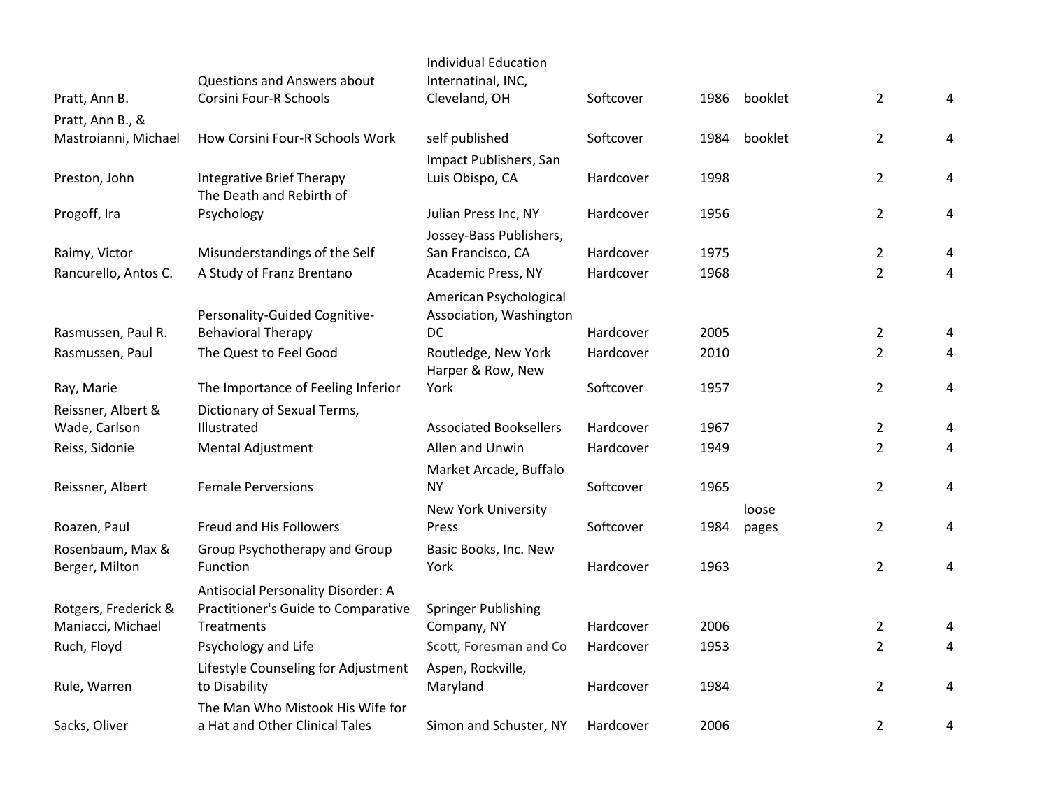| | | | | | | | |
|---|---|---|---|---|---|---|---|
| Pratt, Ann B. | Questions and Answers about Corsini Four-R Schools | Individual Education Internatinal, INC, Cleveland, OH | Softcover | 1986 | booklet | 2 | 4 |
| Pratt, Ann B., & Mastroianni, Michael | How Corsini Four-R Schools Work | self published | Softcover | 1984 | booklet | 2 | 4 |
| Preston, John | Integrative Brief Therapy | Impact Publishers, San Luis Obispo, CA | Hardcover | 1998 | | 2 | 4 |
| Progoff, Ira | The Death and Rebirth of Psychology | Julian Press Inc, NY | Hardcover | 1956 | | 2 | 4 |
| Raimy, Victor | Misunderstandings of the Self | Jossey-Bass Publishers, San Francisco, CA | Hardcover | 1975 | | 2 | 4 |
| Rancurello, Antos C. | A Study of Franz Brentano | Academic Press, NY | Hardcover | 1968 | | 2 | 4 |
| Rasmussen, Paul R. | Personality-Guided Cognitive-Behavioral Therapy | American Psychological Association, Washington DC | Hardcover | 2005 | | 2 | 4 |
| Rasmussen, Paul | The Quest to Feel Good | Routledge, New York | Hardcover | 2010 | | 2 | 4 |
| Ray, Marie | The Importance of Feeling Inferior | Harper & Row, New York | Softcover | 1957 | | 2 | 4 |
| Reissner, Albert & Wade, Carlson | Dictionary of Sexual Terms, Illustrated | Associated Booksellers | Hardcover | 1967 | | 2 | 4 |
| Reiss, Sidonie | Mental Adjustment | Allen and Unwin | Hardcover | 1949 | | 2 | 4 |
| Reissner, Albert | Female Perversions | Market Arcade, Buffalo NY | Softcover | 1965 | | 2 | 4 |
| Roazen, Paul | Freud and His Followers | New York University Press | Softcover | 1984 | loose pages | 2 | 4 |
| Rosenbaum, Max & Berger, Milton | Group Psychotherapy and Group Function | Basic Books, Inc. New York | Hardcover | 1963 | | 2 | 4 |
| Rotgers, Frederick & Maniacci, Michael | Antisocial Personality Disorder: A Practitioner's Guide to Comparative Treatments | Springer Publishing Company, NY | Hardcover | 2006 | | 2 | 4 |
| Ruch, Floyd | Psychology and Life | Scott, Foresman and Co | Hardcover | 1953 | | 2 | 4 |
| Rule, Warren | Lifestyle Counseling for Adjustment to Disability | Aspen, Rockville, Maryland | Hardcover | 1984 | | 2 | 4 |
| Sacks, Oliver | The Man Who Mistook His Wife for a Hat and Other Clinical Tales | Simon and Schuster, NY | Hardcover | 2006 | | 2 | 4 |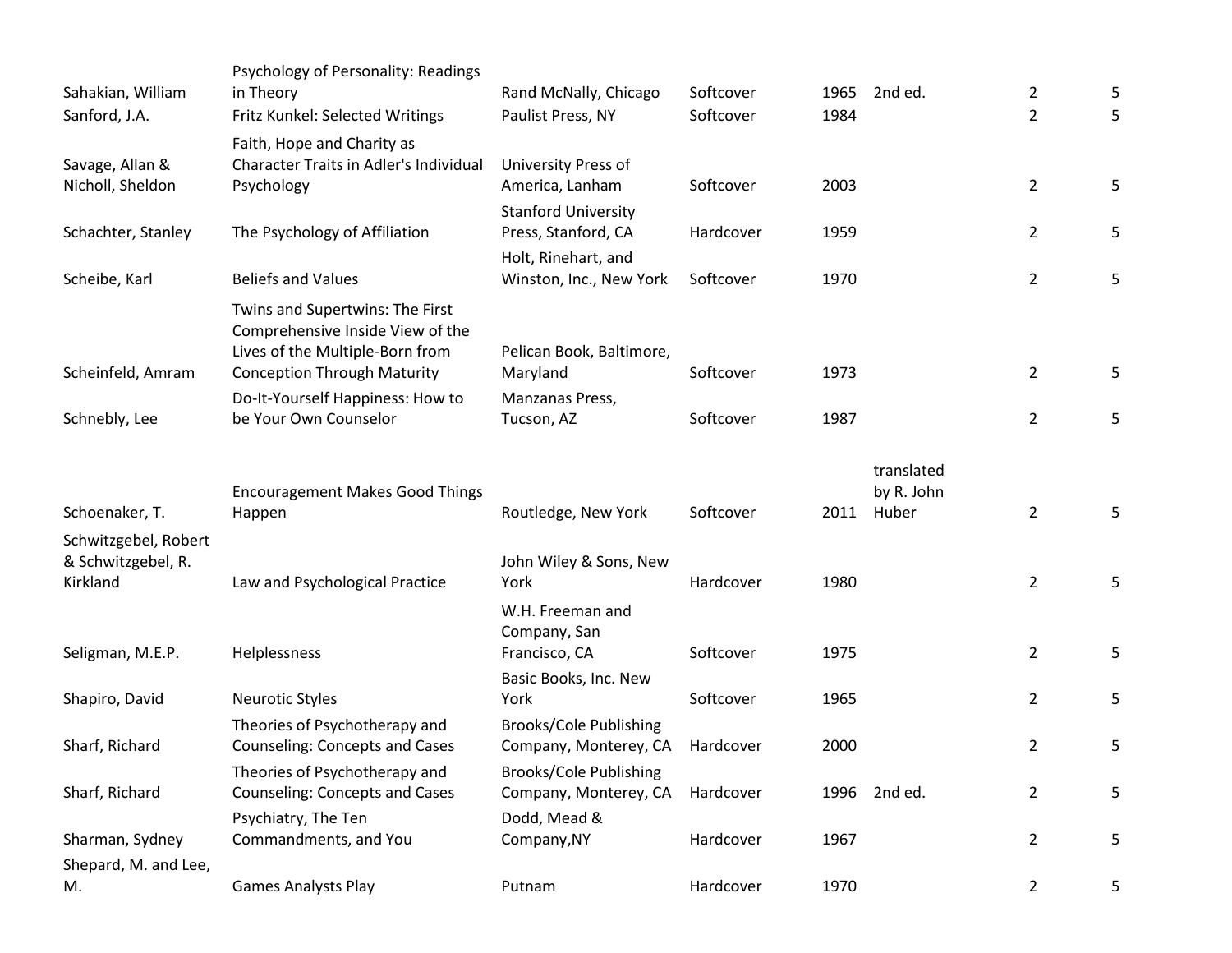| | | | | | | | |
|---|---|---|---|---|---|---|---|
| Sahakian, William | Psychology of Personality: Readings in Theory | Rand McNally, Chicago | Softcover | 1965 | 2nd ed. | 2 | 5 |
| Sanford, J.A. | Fritz Kunkel: Selected Writings | Paulist Press, NY | Softcover | 1984 | | 2 | 5 |
| Savage, Allan & Nicholl, Sheldon | Faith, Hope and Charity as Character Traits in Adler's Individual Psychology | University Press of America, Lanham | Softcover | 2003 | | 2 | 5 |
| Schachter, Stanley | The Psychology of Affiliation | Stanford University Press, Stanford, CA | Hardcover | 1959 | | 2 | 5 |
| Scheibe, Karl | Beliefs and Values | Holt, Rinehart, and Winston, Inc., New York | Softcover | 1970 | | 2 | 5 |
| Scheinfeld, Amram | Twins and Supertwins: The First Comprehensive Inside View of the Lives of the Multiple-Born from Conception Through Maturity | Pelican Book, Baltimore, Maryland | Softcover | 1973 | | 2 | 5 |
| Schnebly, Lee | Do-It-Yourself Happiness: How to be Your Own Counselor | Manzanas Press, Tucson, AZ | Softcover | 1987 | | 2 | 5 |
| Schoenaker, T. | Encouragement Makes Good Things Happen | Routledge, New York | Softcover | 2011 | translated by R. John Huber | 2 | 5 |
| Schwitzgebel, Robert & Schwitzgebel, R. Kirkland | Law and Psychological Practice | John Wiley & Sons, New York | Hardcover | 1980 | | 2 | 5 |
| Seligman, M.E.P. | Helplessness | W.H. Freeman and Company, San Francisco, CA | Softcover | 1975 | | 2 | 5 |
| Shapiro, David | Neurotic Styles | Basic Books, Inc. New York | Softcover | 1965 | | 2 | 5 |
| Sharf, Richard | Theories of Psychotherapy and Counseling: Concepts and Cases | Brooks/Cole Publishing Company, Monterey, CA | Hardcover | 2000 | | 2 | 5 |
| Sharf, Richard | Theories of Psychotherapy and Counseling: Concepts and Cases | Brooks/Cole Publishing Company, Monterey, CA | Hardcover | 1996 | 2nd ed. | 2 | 5 |
| Sharman, Sydney | Psychiatry, The Ten Commandments, and You | Dodd, Mead & Company,NY | Hardcover | 1967 | | 2 | 5 |
| Shepard, M. and Lee, M. | Games Analysts Play | Putnam | Hardcover | 1970 | | 2 | 5 |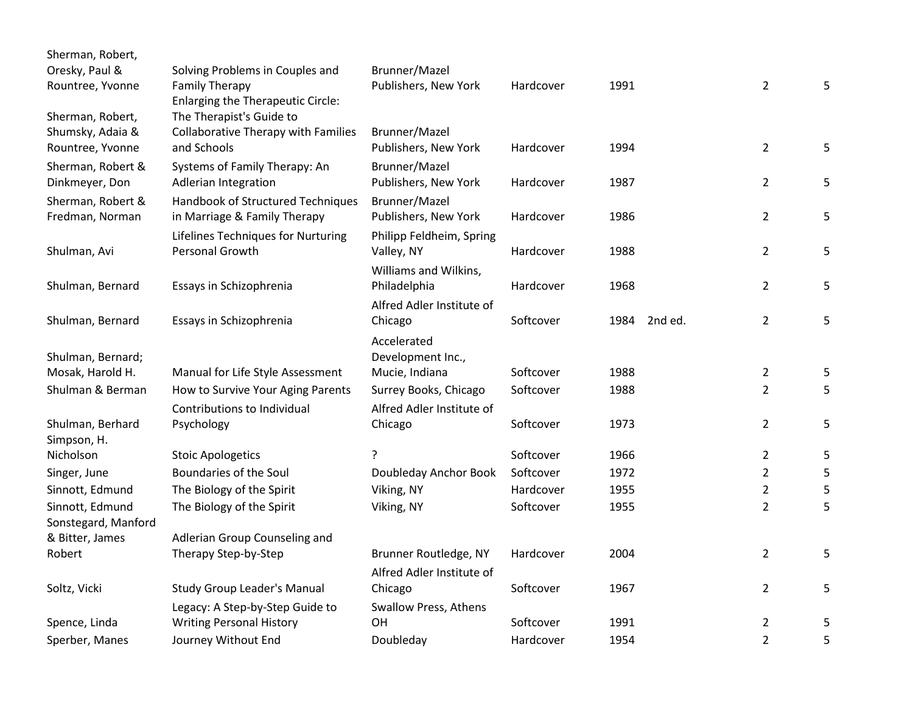| | | | | | | | |
|---|---|---|---|---|---|---|---|
| Sherman, Robert, Oresky, Paul & Rountree, Yvonne | Solving Problems in Couples and Family Therapy | Brunner/Mazel Publishers, New York | Hardcover | 1991 | | 2 | 5 |
| Sherman, Robert, Shumsky, Adaia & Rountree, Yvonne | Enlarging the Therapeutic Circle: The Therapist's Guide to Collaborative Therapy with Families and Schools | Brunner/Mazel Publishers, New York | Hardcover | 1994 | | 2 | 5 |
| Sherman, Robert & Dinkmeyer, Don | Systems of Family Therapy: An Adlerian Integration | Brunner/Mazel Publishers, New York | Hardcover | 1987 | | 2 | 5 |
| Sherman, Robert & Fredman, Norman | Handbook of Structured Techniques in Marriage & Family Therapy | Brunner/Mazel Publishers, New York | Hardcover | 1986 | | 2 | 5 |
| Shulman, Avi | Lifelines Techniques for Nurturing Personal Growth | Philipp Feldheim, Spring Valley, NY | Hardcover | 1988 | | 2 | 5 |
| Shulman, Bernard | Essays in Schizophrenia | Williams and Wilkins, Philadelphia | Hardcover | 1968 | | 2 | 5 |
| Shulman, Bernard | Essays in Schizophrenia | Alfred Adler Institute of Chicago | Softcover | 1984 | 2nd ed. | 2 | 5 |
| Shulman, Bernard; Mosak, Harold H. | Manual for Life Style Assessment | Accelerated Development Inc., Mucie, Indiana | Softcover | 1988 | | 2 | 5 |
| Shulman & Berman | How to Survive Your Aging Parents | Surrey Books, Chicago | Softcover | 1988 | | 2 | 5 |
| Shulman, Berhard | Contributions to Individual Psychology | Alfred Adler Institute of Chicago | Softcover | 1973 | | 2 | 5 |
| Simpson, H. Nicholson | Stoic Apologetics | ? | Softcover | 1966 | | 2 | 5 |
| Singer, June | Boundaries of the Soul | Doubleday Anchor Book | Softcover | 1972 | | 2 | 5 |
| Sinnott, Edmund | The Biology of the Spirit | Viking, NY | Hardcover | 1955 | | 2 | 5 |
| Sinnott, Edmund | The Biology of the Spirit | Viking, NY | Softcover | 1955 | | 2 | 5 |
| Sonstegard, Manford & Bitter, James Robert | Adlerian Group Counseling and Therapy Step-by-Step | Brunner Routledge, NY | Hardcover | 2004 | | 2 | 5 |
| Soltz, Vicki | Study Group Leader's Manual | Alfred Adler Institute of Chicago | Softcover | 1967 | | 2 | 5 |
| Spence, Linda | Legacy: A Step-by-Step Guide to Writing Personal History | Swallow Press, Athens OH | Softcover | 1991 | | 2 | 5 |
| Sperber, Manes | Journey Without End | Doubleday | Hardcover | 1954 | | 2 | 5 |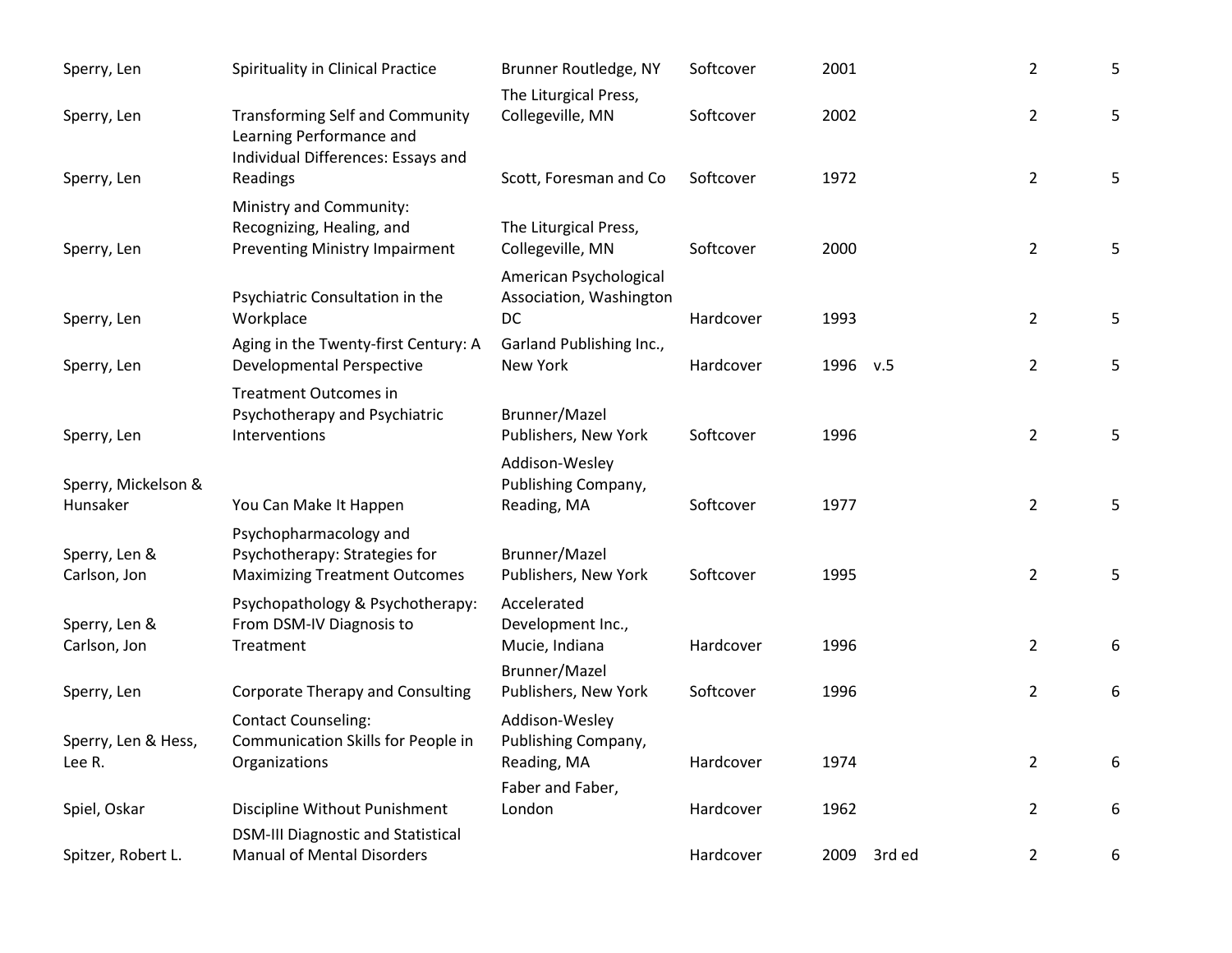| | | | | | | | |
|---|---|---|---|---|---|---|---|
| Sperry, Len | Spirituality in Clinical Practice | Brunner Routledge, NY | Softcover | 2001 | | 2 | 5 |
| Sperry, Len | Transforming Self and Community | The Liturgical Press, Collegeville, MN | Softcover | 2002 | | 2 | 5 |
| Sperry, Len | Learning Performance and Individual Differences: Essays and Readings | Scott, Foresman and Co | Softcover | 1972 | | 2 | 5 |
| Sperry, Len | Ministry and Community: Recognizing, Healing, and Preventing Ministry Impairment | The Liturgical Press, Collegeville, MN | Softcover | 2000 | | 2 | 5 |
| Sperry, Len | Psychiatric Consultation in the Workplace | American Psychological Association, Washington DC | Hardcover | 1993 | | 2 | 5 |
| Sperry, Len | Aging in the Twenty-first Century: A Developmental Perspective | Garland Publishing Inc., New York | Hardcover | 1996 | v.5 | 2 | 5 |
| Sperry, Len | Treatment Outcomes in Psychotherapy and Psychiatric Interventions | Brunner/Mazel Publishers, New York | Softcover | 1996 | | 2 | 5 |
| Sperry, Mickelson & Hunsaker | You Can Make It Happen | Addison-Wesley Publishing Company, Reading, MA | Softcover | 1977 | | 2 | 5 |
| Sperry, Len & Carlson, Jon | Psychopharmacology and Psychotherapy: Strategies for Maximizing Treatment Outcomes | Brunner/Mazel Publishers, New York | Softcover | 1995 | | 2 | 5 |
| Sperry, Len & Carlson, Jon | Psychopathology & Psychotherapy: From DSM-IV Diagnosis to Treatment | Accelerated Development Inc., Mucie, Indiana | Hardcover | 1996 | | 2 | 6 |
| Sperry, Len | Corporate Therapy and Consulting | Brunner/Mazel Publishers, New York | Softcover | 1996 | | 2 | 6 |
| Sperry, Len & Hess, Lee R. | Contact Counseling: Communication Skills for People in Organizations | Addison-Wesley Publishing Company, Reading, MA | Hardcover | 1974 | | 2 | 6 |
| Spiel, Oskar | Discipline Without Punishment | Faber and Faber, London | Hardcover | 1962 | | 2 | 6 |
| Spitzer, Robert L. | DSM-III Diagnostic and Statistical Manual of Mental Disorders | | Hardcover | 2009 | 3rd ed | 2 | 6 |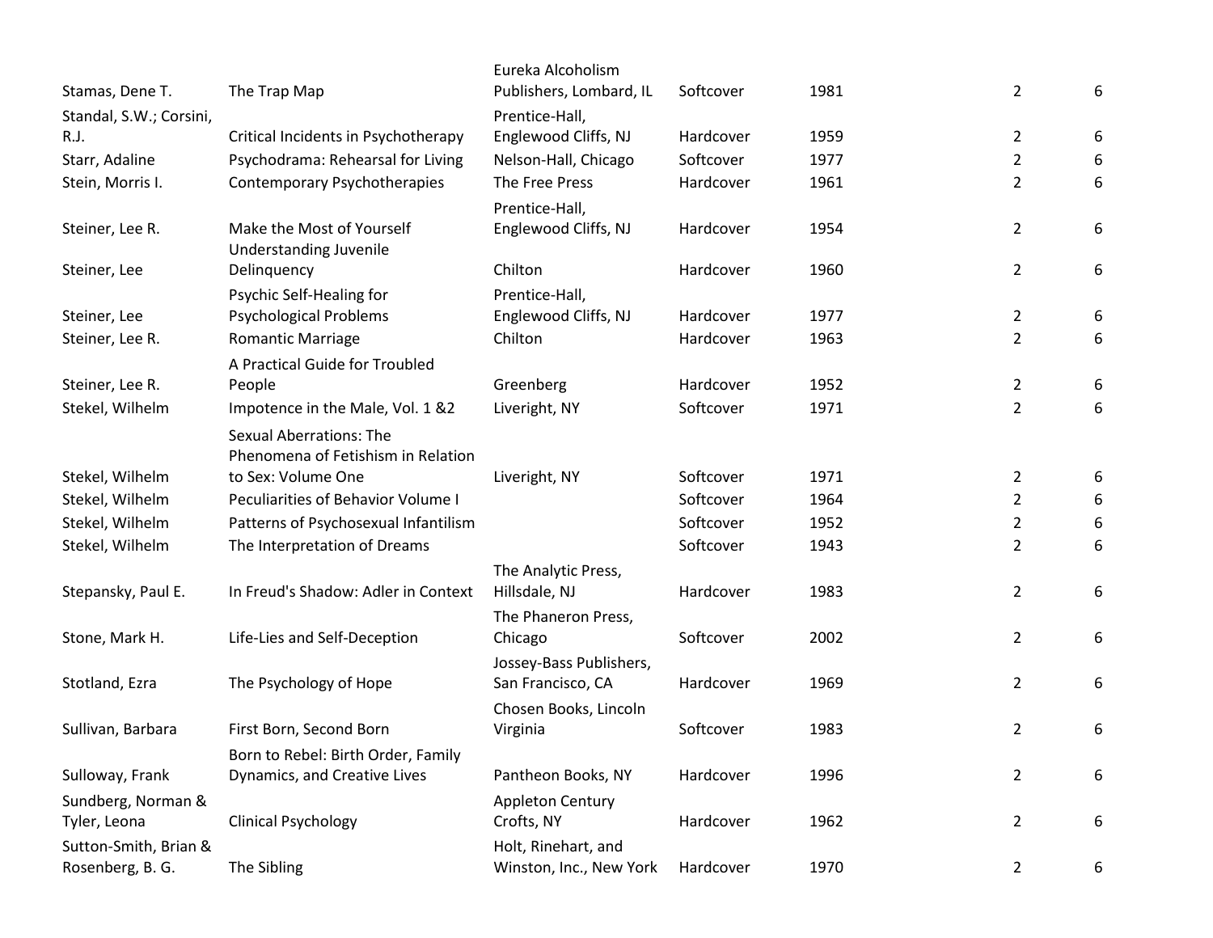| | | | | | | |
|---|---|---|---|---|---|---|
| Stamas, Dene T. | The Trap Map | Eureka Alcoholism Publishers, Lombard, IL | Softcover | 1981 | 2 | 6 |
| Standal, S.W.; Corsini, R.J. | Critical Incidents in Psychotherapy | Prentice-Hall, Englewood Cliffs, NJ | Hardcover | 1959 | 2 | 6 |
| Starr, Adaline | Psychodrama: Rehearsal for Living | Nelson-Hall, Chicago | Softcover | 1977 | 2 | 6 |
| Stein, Morris I. | Contemporary Psychotherapies | The Free Press | Hardcover | 1961 | 2 | 6 |
| Steiner, Lee R. | Make the Most of Yourself | Prentice-Hall, Englewood Cliffs, NJ | Hardcover | 1954 | 2 | 6 |
| Steiner, Lee | Understanding Juvenile Delinquency | Chilton | Hardcover | 1960 | 2 | 6 |
| Steiner, Lee | Psychic Self-Healing for Psychological Problems | Prentice-Hall, Englewood Cliffs, NJ | Hardcover | 1977 | 2 | 6 |
| Steiner, Lee R. | Romantic Marriage | Chilton | Hardcover | 1963 | 2 | 6 |
| Steiner, Lee R. | A Practical Guide for Troubled People | Greenberg | Hardcover | 1952 | 2 | 6 |
| Stekel, Wilhelm | Impotence in the Male, Vol. 1 &2 | Liveright, NY | Softcover | 1971 | 2 | 6 |
| Stekel, Wilhelm | Sexual Aberrations: The Phenomena of Fetishism in Relation to Sex: Volume One | Liveright, NY | Softcover | 1971 | 2 | 6 |
| Stekel, Wilhelm | Peculiarities of Behavior Volume I | | Softcover | 1964 | 2 | 6 |
| Stekel, Wilhelm | Patterns of Psychosexual Infantilism | | Softcover | 1952 | 2 | 6 |
| Stekel, Wilhelm | The Interpretation of Dreams | | Softcover | 1943 | 2 | 6 |
| Stepansky, Paul E. | In Freud's Shadow: Adler in Context | The Analytic Press, Hillsdale, NJ | Hardcover | 1983 | 2 | 6 |
| Stone, Mark H. | Life-Lies and Self-Deception | The Phaneron Press, Chicago | Softcover | 2002 | 2 | 6 |
| Stotland, Ezra | The Psychology of Hope | Jossey-Bass Publishers, San Francisco, CA | Hardcover | 1969 | 2 | 6 |
| Sullivan, Barbara | First Born, Second Born | Chosen Books, Lincoln Virginia | Softcover | 1983 | 2 | 6 |
| Sulloway, Frank | Born to Rebel: Birth Order, Family Dynamics, and Creative Lives | Pantheon Books, NY | Hardcover | 1996 | 2 | 6 |
| Sundberg, Norman & Tyler, Leona | Clinical Psychology | Appleton Century Crofts, NY | Hardcover | 1962 | 2 | 6 |
| Sutton-Smith, Brian & Rosenberg, B. G. | The Sibling | Holt, Rinehart, and Winston, Inc., New York | Hardcover | 1970 | 2 | 6 |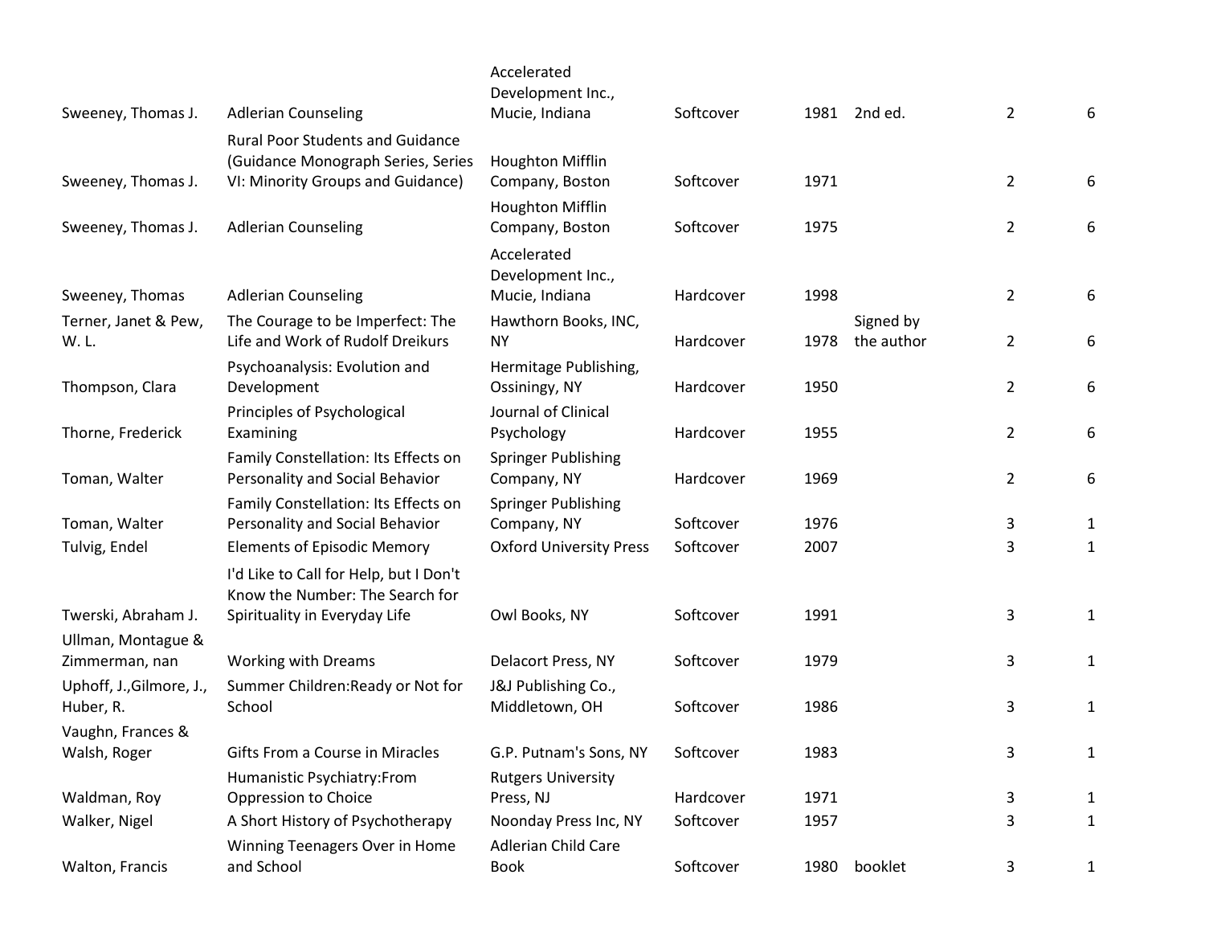| | | | | | | | |
|---|---|---|---|---|---|---|---|
| Sweeney, Thomas J. | Adlerian Counseling | Accelerated Development Inc., Mucie, Indiana | Softcover | 1981 | 2nd ed. | 2 | 6 |
| Sweeney, Thomas J. | Rural Poor Students and Guidance (Guidance Monograph Series, Series VI: Minority Groups and Guidance) | Houghton Mifflin Company, Boston | Softcover | 1971 | | 2 | 6 |
| Sweeney, Thomas J. | Adlerian Counseling | Houghton Mifflin Company, Boston | Softcover | 1975 | | 2 | 6 |
| Sweeney, Thomas | Adlerian Counseling | Accelerated Development Inc., Mucie, Indiana | Hardcover | 1998 | | 2 | 6 |
| Terner, Janet & Pew, W. L. | The Courage to be Imperfect: The Life and Work of Rudolf Dreikurs | Hawthorn Books, INC, NY | Hardcover | 1978 | Signed by the author | 2 | 6 |
| Thompson, Clara | Psychoanalysis: Evolution and Development | Hermitage Publishing, Ossiningy, NY | Hardcover | 1950 | | 2 | 6 |
| Thorne, Frederick | Principles of Psychological Examining | Journal of Clinical Psychology | Hardcover | 1955 | | 2 | 6 |
| Toman, Walter | Family Constellation: Its Effects on Personality and Social Behavior | Springer Publishing Company, NY | Hardcover | 1969 | | 2 | 6 |
| Toman, Walter | Family Constellation: Its Effects on Personality and Social Behavior | Springer Publishing Company, NY | Softcover | 1976 | | 3 | 1 |
| Tulvig, Endel | Elements of Episodic Memory | Oxford University Press | Softcover | 2007 | | 3 | 1 |
| Twerski, Abraham J. | I'd Like to Call for Help, but I Don't Know the Number: The Search for Spirituality in Everyday Life | Owl Books, NY | Softcover | 1991 | | 3 | 1 |
| Ullman, Montague & Zimmerman, nan | Working with Dreams | Delacort Press, NY | Softcover | 1979 | | 3 | 1 |
| Uphoff, J.,Gilmore, J., Huber, R. | Summer Children:Ready or Not for School | J&J Publishing Co., Middletown, OH | Softcover | 1986 | | 3 | 1 |
| Vaughn, Frances & Walsh, Roger | Gifts From a Course in Miracles | G.P. Putnam's Sons, NY | Softcover | 1983 | | 3 | 1 |
| Waldman, Roy | Humanistic Psychiatry:From Oppression to Choice | Rutgers University Press, NJ | Hardcover | 1971 | | 3 | 1 |
| Walker, Nigel | A Short History of Psychotherapy | Noonday Press Inc, NY | Softcover | 1957 | | 3 | 1 |
| Walton, Francis | Winning Teenagers Over in Home and School | Adlerian Child Care Book | Softcover | 1980 | booklet | 3 | 1 |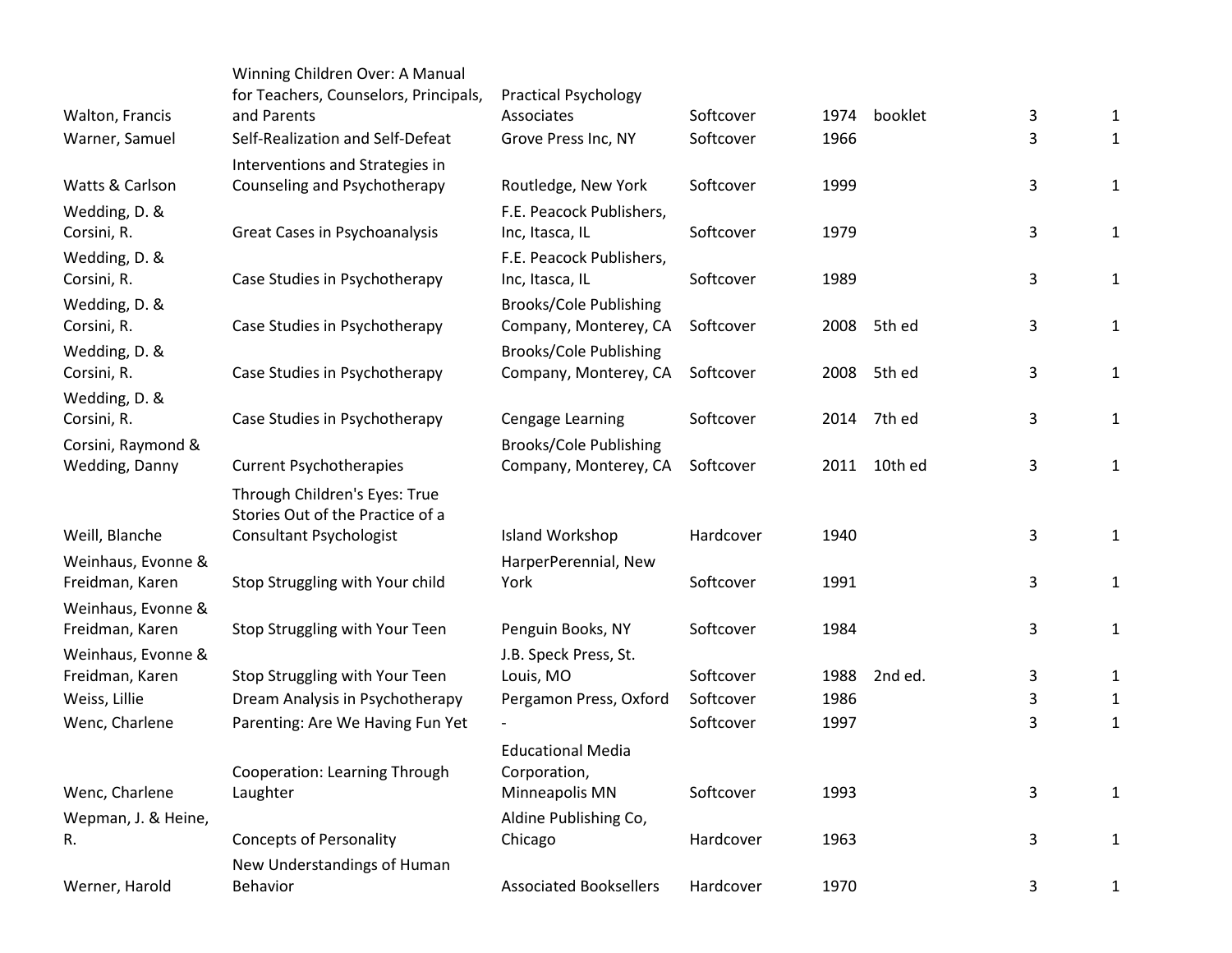| | | | | | | | |
|---|---|---|---|---|---|---|---|
| Walton, Francis | Winning Children Over: A Manual for Teachers, Counselors, Principals, and Parents | Practical Psychology Associates | Softcover | 1974 | booklet | 3 | 1 |
| Warner, Samuel | Self-Realization and Self-Defeat | Grove Press Inc, NY | Softcover | 1966 | | 3 | 1 |
| Watts & Carlson | Interventions and Strategies in Counseling and Psychotherapy | Routledge, New York | Softcover | 1999 | | 3 | 1 |
| Wedding, D. & Corsini, R. | Great Cases in Psychoanalysis | F.E. Peacock Publishers, Inc, Itasca, IL | Softcover | 1979 | | 3 | 1 |
| Wedding, D. & Corsini, R. | Case Studies in Psychotherapy | F.E. Peacock Publishers, Inc, Itasca, IL | Softcover | 1989 | | 3 | 1 |
| Wedding, D. & Corsini, R. | Case Studies in Psychotherapy | Brooks/Cole Publishing Company, Monterey, CA | Softcover | 2008 | 5th ed | 3 | 1 |
| Wedding, D. & Corsini, R. | Case Studies in Psychotherapy | Brooks/Cole Publishing Company, Monterey, CA | Softcover | 2008 | 5th ed | 3 | 1 |
| Wedding, D. & Corsini, R. | Case Studies in Psychotherapy | Cengage Learning | Softcover | 2014 | 7th ed | 3 | 1 |
| Corsini, Raymond & Wedding, Danny | Current Psychotherapies | Brooks/Cole Publishing Company, Monterey, CA | Softcover | 2011 | 10th ed | 3 | 1 |
| Weill, Blanche | Through Children's Eyes: True Stories Out of the Practice of a Consultant Psychologist | Island Workshop | Hardcover | 1940 | | 3 | 1 |
| Weinhaus, Evonne & Freidman, Karen | Stop Struggling with Your child | HarperPerennial, New York | Softcover | 1991 | | 3 | 1 |
| Weinhaus, Evonne & Freidman, Karen | Stop Struggling with Your Teen | Penguin Books, NY | Softcover | 1984 | | 3 | 1 |
| Weinhaus, Evonne & Freidman, Karen | Stop Struggling with Your Teen | J.B. Speck Press, St. Louis, MO | Softcover | 1988 | 2nd ed. | 3 | 1 |
| Weiss, Lillie | Dream Analysis in Psychotherapy | Pergamon Press, Oxford | Softcover | 1986 | | 3 | 1 |
| Wenc, Charlene | Parenting: Are We Having Fun Yet | - | Softcover | 1997 | | 3 | 1 |
| Wenc, Charlene | Cooperation: Learning Through Laughter | Educational Media Corporation, Minneapolis MN | Softcover | 1993 | | 3 | 1 |
| Wepman, J. & Heine, R. | Concepts of Personality | Aldine Publishing Co, Chicago | Hardcover | 1963 | | 3 | 1 |
| Werner, Harold | New Understandings of Human Behavior | Associated Booksellers | Hardcover | 1970 | | 3 | 1 |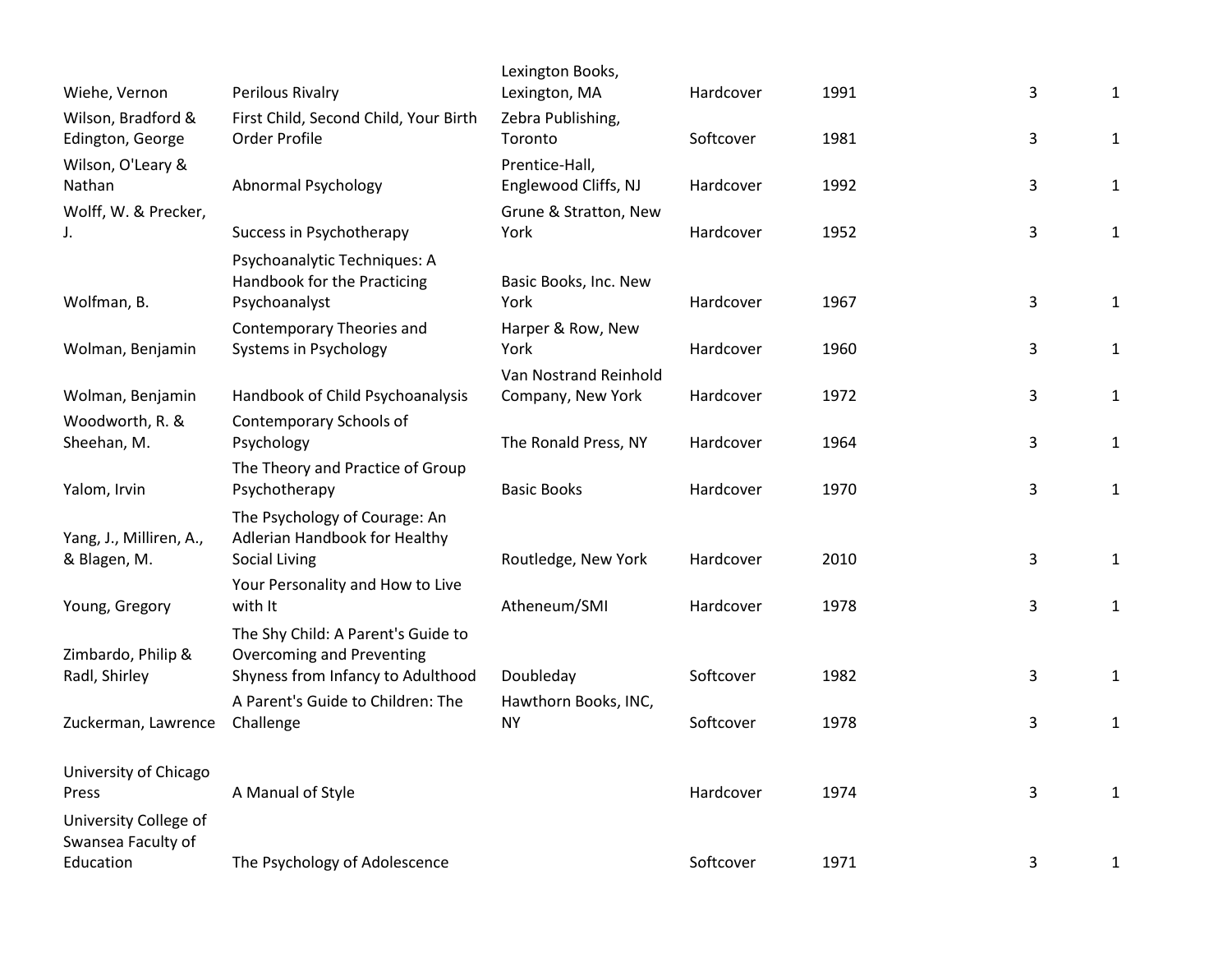| | | | | | | |
|---|---|---|---|---|---|---|
| Wiehe, Vernon | Perilous Rivalry | Lexington Books, Lexington, MA | Hardcover | 1991 | 3 | 1 |
| Wilson, Bradford & Edington, George | First Child, Second Child, Your Birth Order Profile | Zebra Publishing, Toronto | Softcover | 1981 | 3 | 1 |
| Wilson, O'Leary & Nathan | Abnormal Psychology | Prentice-Hall, Englewood Cliffs, NJ | Hardcover | 1992 | 3 | 1 |
| Wolff, W. & Precker, J. | Success in Psychotherapy | Grune & Stratton, New York | Hardcover | 1952 | 3 | 1 |
| Wolfman, B. | Psychoanalytic Techniques: A Handbook for the Practicing Psychoanalyst | Basic Books, Inc. New York | Hardcover | 1967 | 3 | 1 |
| Wolman, Benjamin | Contemporary Theories and Systems in Psychology | Harper & Row, New York | Hardcover | 1960 | 3 | 1 |
| Wolman, Benjamin | Handbook of Child Psychoanalysis | Van Nostrand Reinhold Company, New York | Hardcover | 1972 | 3 | 1 |
| Woodworth, R. & Sheehan, M. | Contemporary Schools of Psychology | The Ronald Press, NY | Hardcover | 1964 | 3 | 1 |
| Yalom, Irvin | The Theory and Practice of Group Psychotherapy | Basic Books | Hardcover | 1970 | 3 | 1 |
| Yang, J., Milliren, A., & Blagen, M. | The Psychology of Courage: An Adlerian Handbook for Healthy Social Living | Routledge, New York | Hardcover | 2010 | 3 | 1 |
| Young, Gregory | Your Personality and How to Live with It | Atheneum/SMI | Hardcover | 1978 | 3 | 1 |
| Zimbardo, Philip & Radl, Shirley | The Shy Child: A Parent's Guide to Overcoming and Preventing Shyness from Infancy to Adulthood | Doubleday | Softcover | 1982 | 3 | 1 |
| Zuckerman, Lawrence | A Parent's Guide to Children: The Challenge | Hawthorn Books, INC, NY | Softcover | 1978 | 3 | 1 |
| University of Chicago Press | A Manual of Style | | Hardcover | 1974 | 3 | 1 |
| University College of Swansea Faculty of Education | The Psychology of Adolescence | | Softcover | 1971 | 3 | 1 |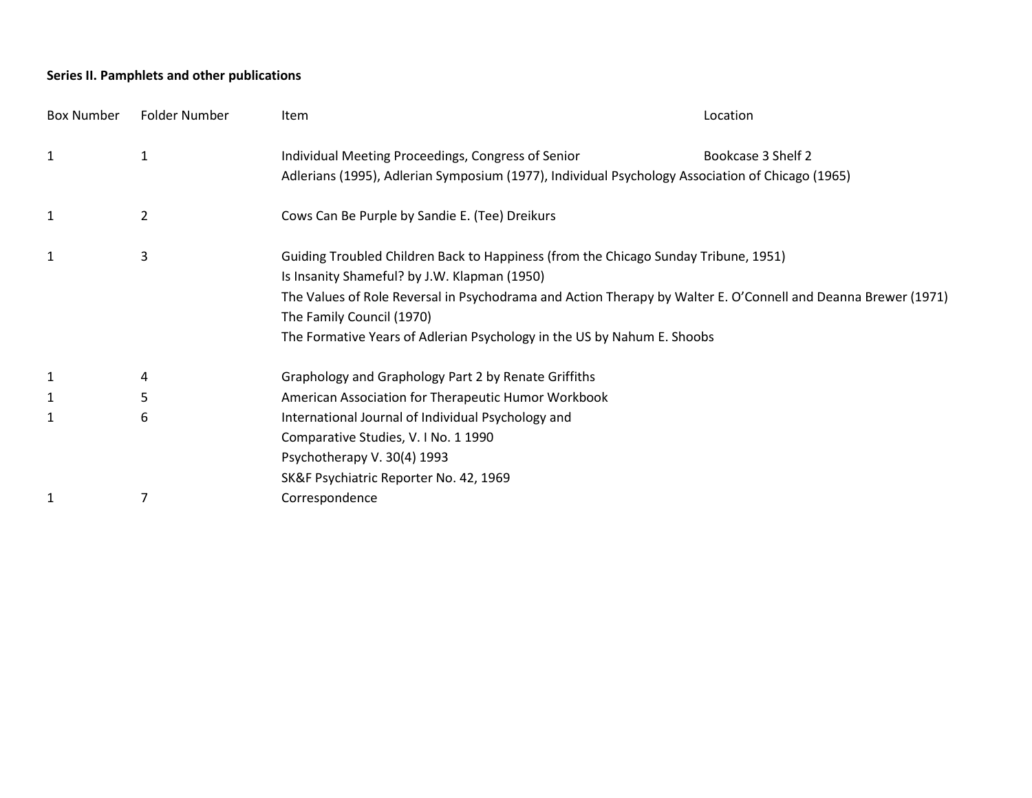**Series II. Pamphlets and other publications**

| Box Number | Folder Number | Item | Location |
|---|---|---|---|
| 1 | 1 | Individual Meeting Proceedings, Congress of Senior Adlerians (1995), Adlerian Symposium (1977), Individual Psychology Association of Chicago (1965) | Bookcase 3 Shelf 2 |
| 1 | 2 | Cows Can Be Purple by Sandie E. (Tee) Dreikurs | |
| 1 | 3 | Guiding Troubled Children Back to Happiness (from the Chicago Sunday Tribune, 1951)<br>Is Insanity Shameful? by J.W. Klapman (1950)<br>The Values of Role Reversal in Psychodrama and Action Therapy by Walter E. O'Connell and Deanna Brewer (1971)<br>The Family Council (1970)<br>The Formative Years of Adlerian Psychology in the US by Nahum E. Shoobs | |
| 1 | 4 | Graphology and Graphology Part 2 by Renate Griffiths | |
| 1 | 5 | American Association for Therapeutic Humor Workbook | |
| 1 | 6 | International Journal of Individual Psychology and Comparative Studies, V. I No. 1 1990<br>Psychotherapy V. 30(4) 1993<br>SK&F Psychiatric Reporter No. 42, 1969 | |
| 1 | 7 | Correspondence | |